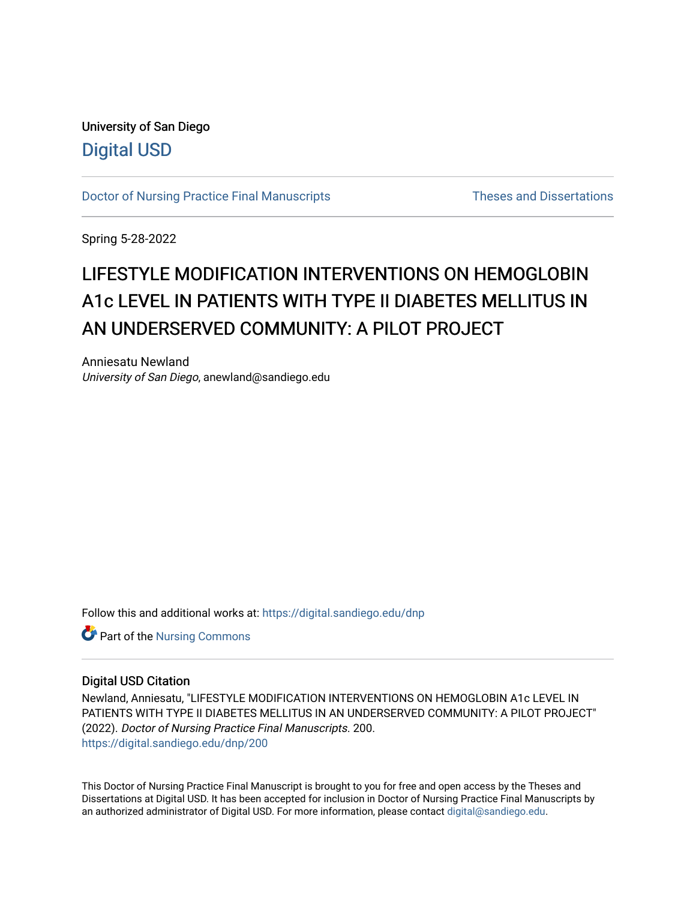University of San Diego

Digital USD

Doctor of Nursing Practice Final Manuscripts

Theses and Dissertations

Spring 5-28-2022

# LIFESTYLE MODIFICATION INTERVENTIONS ON HEMOGLOBIN A1c LEVEL IN PATIENTS WITH TYPE II DIABETES MELLITUS IN AN UNDERSERVED COMMUNITY: A PILOT PROJECT

Anniesatu Newland
*University of San Diego*, anewland@sandiego.edu

Follow this and additional works at: https://digital.sandiego.edu/dnp

Part of the Nursing Commons

## Digital USD Citation

Newland, Anniesatu, "LIFESTYLE MODIFICATION INTERVENTIONS ON HEMOGLOBIN A1c LEVEL IN PATIENTS WITH TYPE II DIABETES MELLITUS IN AN UNDERSERVED COMMUNITY: A PILOT PROJECT" (2022). *Doctor of Nursing Practice Final Manuscripts*. 200.
https://digital.sandiego.edu/dnp/200

This Doctor of Nursing Practice Final Manuscript is brought to you for free and open access by the Theses and Dissertations at Digital USD. It has been accepted for inclusion in Doctor of Nursing Practice Final Manuscripts by an authorized administrator of Digital USD. For more information, please contact digital@sandiego.edu.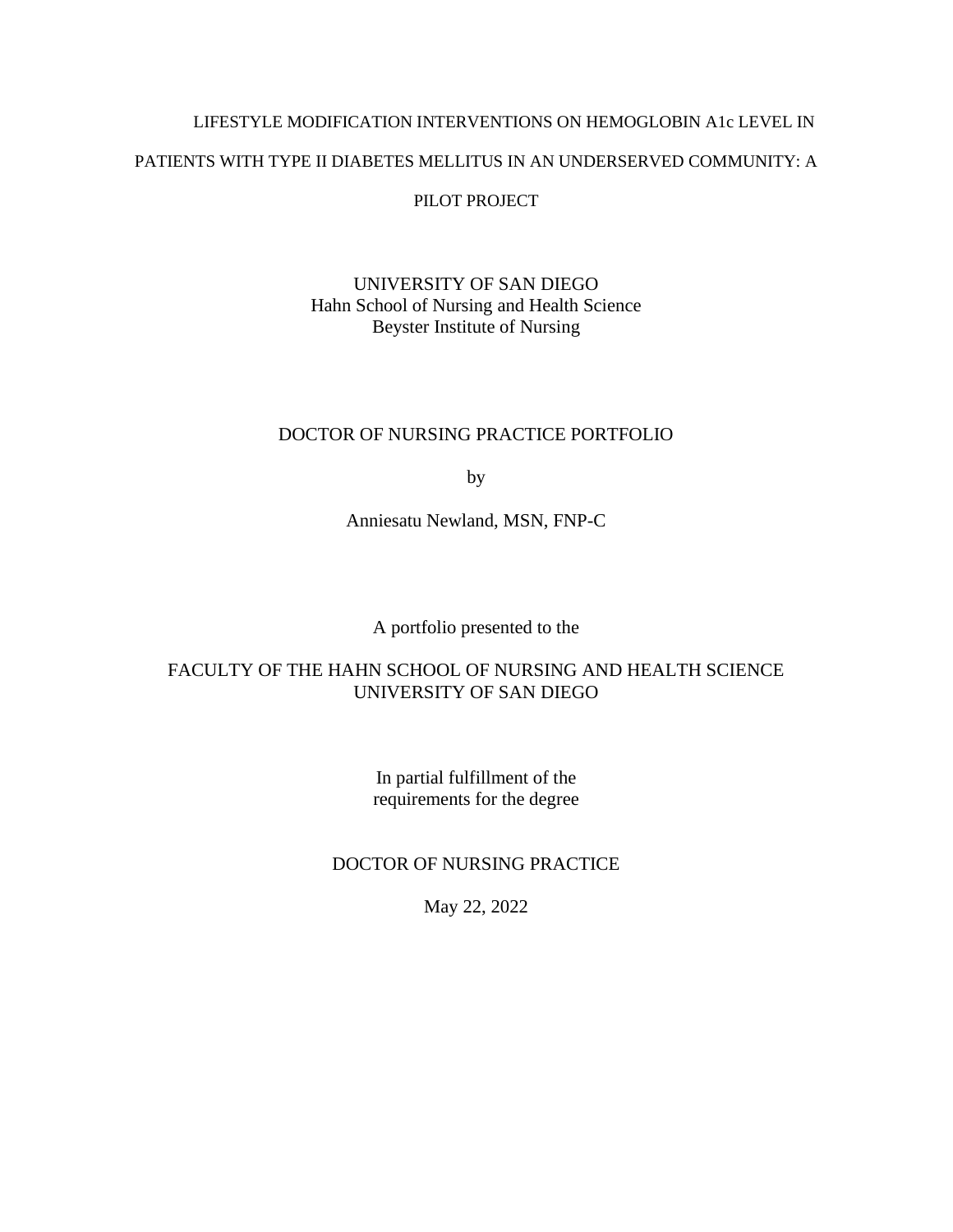# LIFESTYLE MODIFICATION INTERVENTIONS ON HEMOGLOBIN A1c LEVEL IN PATIENTS WITH TYPE II DIABETES MELLITUS IN AN UNDERSERVED COMMUNITY: A PILOT PROJECT

UNIVERSITY OF SAN DIEGO
Hahn School of Nursing and Health Science
Beyster Institute of Nursing

DOCTOR OF NURSING PRACTICE PORTFOLIO

by

Anniesatu Newland, MSN, FNP-C

A portfolio presented to the

FACULTY OF THE HAHN SCHOOL OF NURSING AND HEALTH SCIENCE
UNIVERSITY OF SAN DIEGO

In partial fulfillment of the
requirements for the degree

DOCTOR OF NURSING PRACTICE

May 22, 2022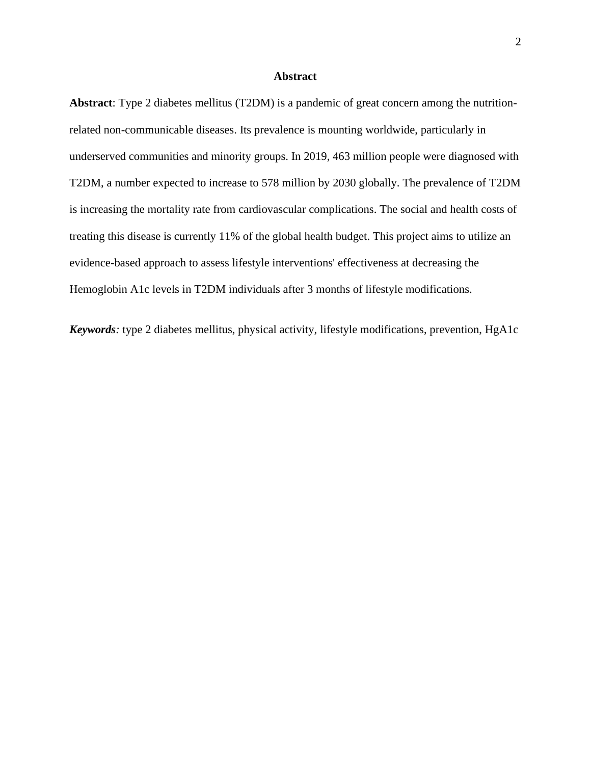## Abstract

**Abstract**: Type 2 diabetes mellitus (T2DM) is a pandemic of great concern among the nutrition-related non-communicable diseases. Its prevalence is mounting worldwide, particularly in underserved communities and minority groups. In 2019, 463 million people were diagnosed with T2DM, a number expected to increase to 578 million by 2030 globally. The prevalence of T2DM is increasing the mortality rate from cardiovascular complications. The social and health costs of treating this disease is currently 11% of the global health budget. This project aims to utilize an evidence-based approach to assess lifestyle interventions' effectiveness at decreasing the Hemoglobin A1c levels in T2DM individuals after 3 months of lifestyle modifications.

***Keywords****:* type 2 diabetes mellitus, physical activity, lifestyle modifications, prevention, HgA1c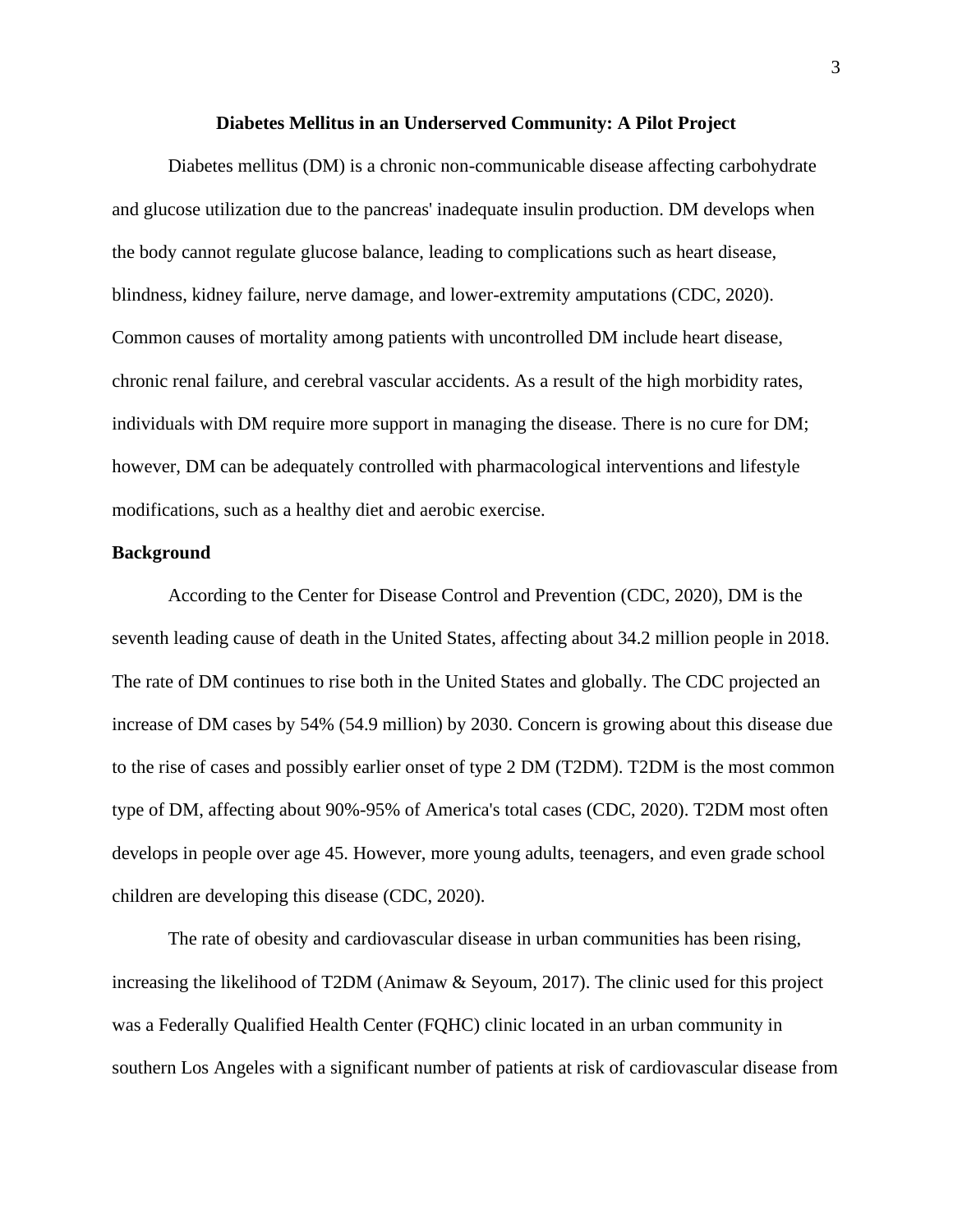## Diabetes Mellitus in an Underserved Community: A Pilot Project

Diabetes mellitus (DM) is a chronic non-communicable disease affecting carbohydrate and glucose utilization due to the pancreas' inadequate insulin production. DM develops when the body cannot regulate glucose balance, leading to complications such as heart disease, blindness, kidney failure, nerve damage, and lower-extremity amputations (CDC, 2020). Common causes of mortality among patients with uncontrolled DM include heart disease, chronic renal failure, and cerebral vascular accidents. As a result of the high morbidity rates, individuals with DM require more support in managing the disease. There is no cure for DM; however, DM can be adequately controlled with pharmacological interventions and lifestyle modifications, such as a healthy diet and aerobic exercise.

### Background

According to the Center for Disease Control and Prevention (CDC, 2020), DM is the seventh leading cause of death in the United States, affecting about 34.2 million people in 2018. The rate of DM continues to rise both in the United States and globally. The CDC projected an increase of DM cases by 54% (54.9 million) by 2030. Concern is growing about this disease due to the rise of cases and possibly earlier onset of type 2 DM (T2DM). T2DM is the most common type of DM, affecting about 90%-95% of America's total cases (CDC, 2020). T2DM most often develops in people over age 45. However, more young adults, teenagers, and even grade school children are developing this disease (CDC, 2020).

The rate of obesity and cardiovascular disease in urban communities has been rising, increasing the likelihood of T2DM (Animaw & Seyoum, 2017). The clinic used for this project was a Federally Qualified Health Center (FQHC) clinic located in an urban community in southern Los Angeles with a significant number of patients at risk of cardiovascular disease from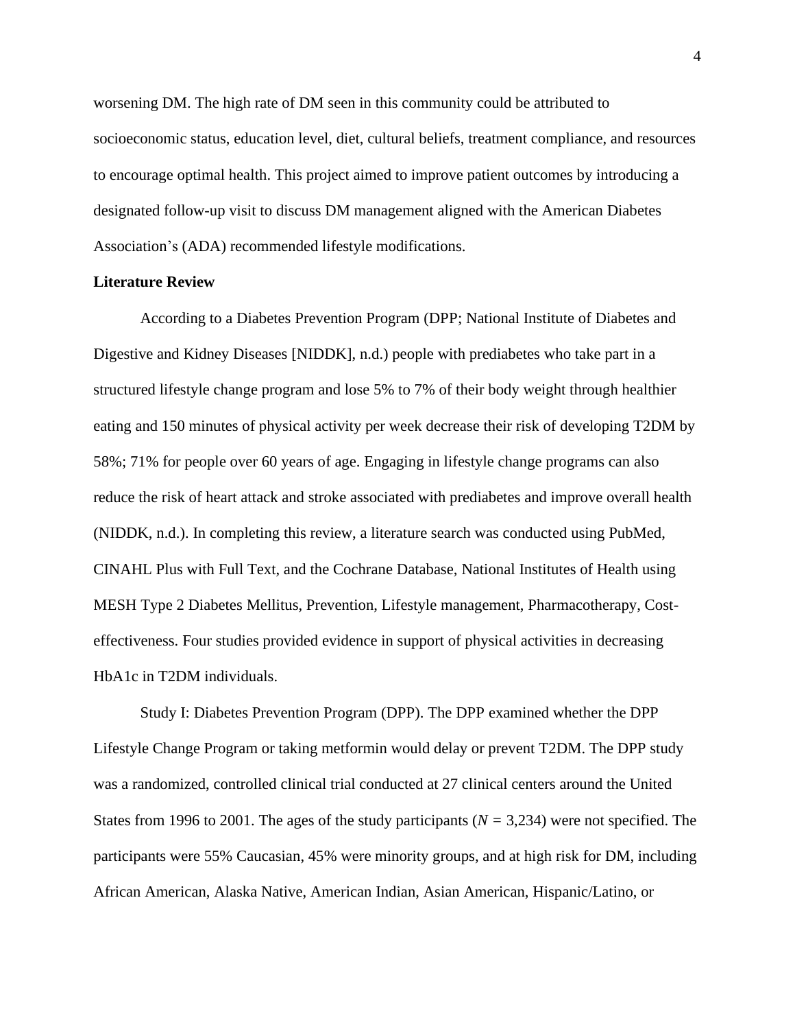worsening DM. The high rate of DM seen in this community could be attributed to socioeconomic status, education level, diet, cultural beliefs, treatment compliance, and resources to encourage optimal health. This project aimed to improve patient outcomes by introducing a designated follow-up visit to discuss DM management aligned with the American Diabetes Association's (ADA) recommended lifestyle modifications.

## Literature Review

According to a Diabetes Prevention Program (DPP; National Institute of Diabetes and Digestive and Kidney Diseases [NIDDK], n.d.) people with prediabetes who take part in a structured lifestyle change program and lose 5% to 7% of their body weight through healthier eating and 150 minutes of physical activity per week decrease their risk of developing T2DM by 58%; 71% for people over 60 years of age. Engaging in lifestyle change programs can also reduce the risk of heart attack and stroke associated with prediabetes and improve overall health (NIDDK, n.d.). In completing this review, a literature search was conducted using PubMed, CINAHL Plus with Full Text, and the Cochrane Database, National Institutes of Health using MESH Type 2 Diabetes Mellitus, Prevention, Lifestyle management, Pharmacotherapy, Cost-effectiveness. Four studies provided evidence in support of physical activities in decreasing HbA1c in T2DM individuals.

Study I: Diabetes Prevention Program (DPP). The DPP examined whether the DPP Lifestyle Change Program or taking metformin would delay or prevent T2DM. The DPP study was a randomized, controlled clinical trial conducted at 27 clinical centers around the United States from 1996 to 2001. The ages of the study participants ($N$ = 3,234) were not specified. The participants were 55% Caucasian, 45% were minority groups, and at high risk for DM, including African American, Alaska Native, American Indian, Asian American, Hispanic/Latino, or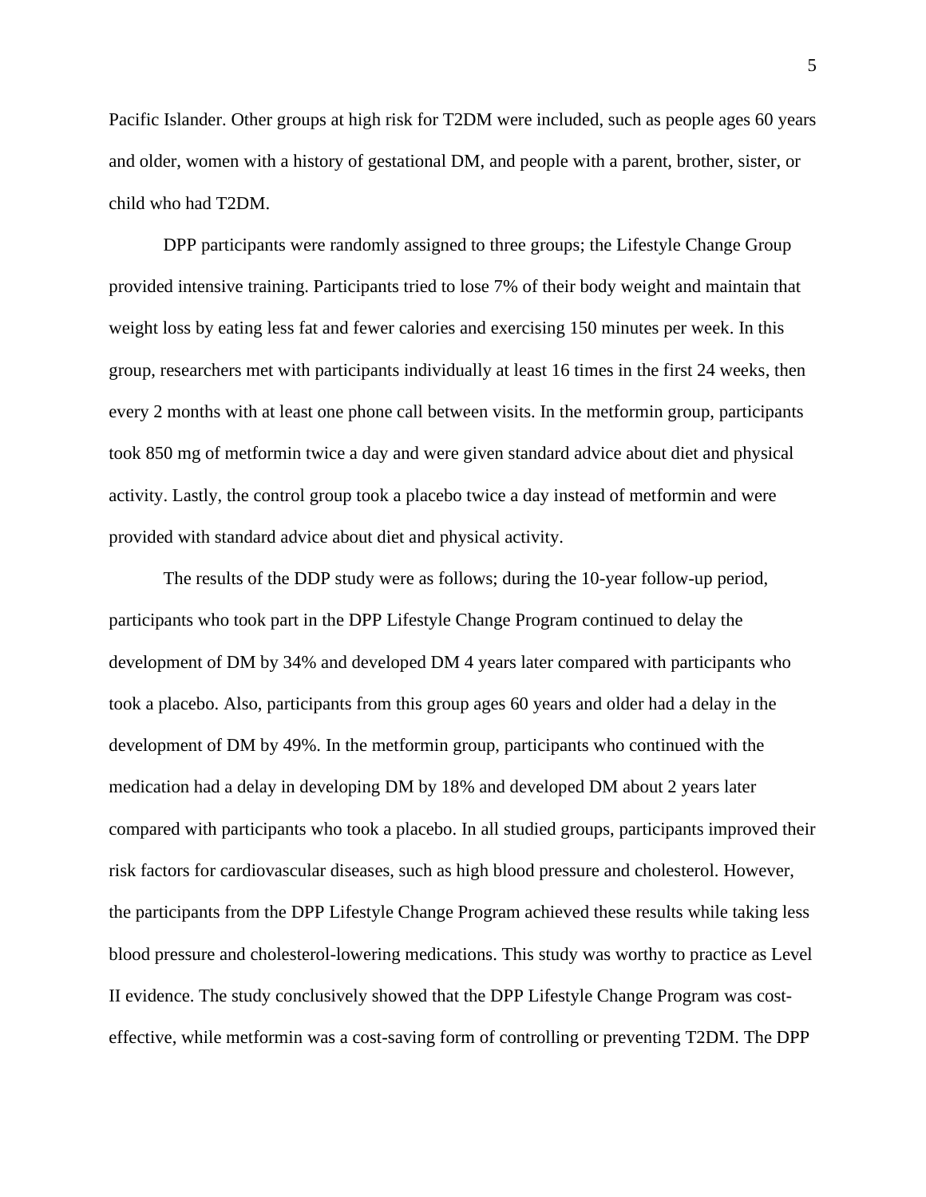Pacific Islander. Other groups at high risk for T2DM were included, such as people ages 60 years and older, women with a history of gestational DM, and people with a parent, brother, sister, or child who had T2DM.

DPP participants were randomly assigned to three groups; the Lifestyle Change Group provided intensive training. Participants tried to lose 7% of their body weight and maintain that weight loss by eating less fat and fewer calories and exercising 150 minutes per week. In this group, researchers met with participants individually at least 16 times in the first 24 weeks, then every 2 months with at least one phone call between visits. In the metformin group, participants took 850 mg of metformin twice a day and were given standard advice about diet and physical activity. Lastly, the control group took a placebo twice a day instead of metformin and were provided with standard advice about diet and physical activity.

The results of the DDP study were as follows; during the 10-year follow-up period, participants who took part in the DPP Lifestyle Change Program continued to delay the development of DM by 34% and developed DM 4 years later compared with participants who took a placebo. Also, participants from this group ages 60 years and older had a delay in the development of DM by 49%. In the metformin group, participants who continued with the medication had a delay in developing DM by 18% and developed DM about 2 years later compared with participants who took a placebo. In all studied groups, participants improved their risk factors for cardiovascular diseases, such as high blood pressure and cholesterol. However, the participants from the DPP Lifestyle Change Program achieved these results while taking less blood pressure and cholesterol-lowering medications. This study was worthy to practice as Level II evidence. The study conclusively showed that the DPP Lifestyle Change Program was cost-effective, while metformin was a cost-saving form of controlling or preventing T2DM. The DPP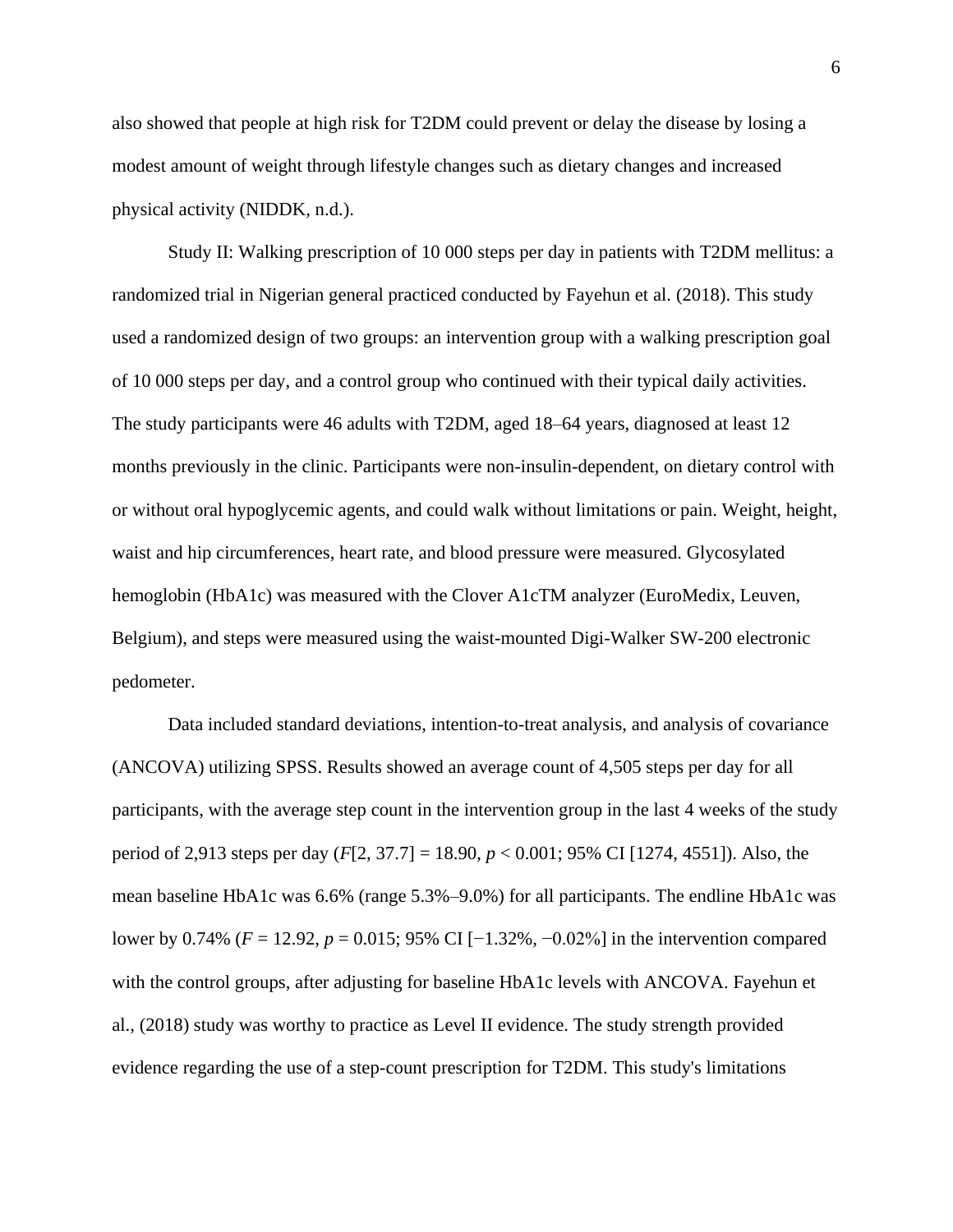also showed that people at high risk for T2DM could prevent or delay the disease by losing a modest amount of weight through lifestyle changes such as dietary changes and increased physical activity (NIDDK, n.d.).

Study II: Walking prescription of 10 000 steps per day in patients with T2DM mellitus: a randomized trial in Nigerian general practiced conducted by Fayehun et al. (2018). This study used a randomized design of two groups: an intervention group with a walking prescription goal of 10 000 steps per day, and a control group who continued with their typical daily activities. The study participants were 46 adults with T2DM, aged 18–64 years, diagnosed at least 12 months previously in the clinic. Participants were non-insulin-dependent, on dietary control with or without oral hypoglycemic agents, and could walk without limitations or pain. Weight, height, waist and hip circumferences, heart rate, and blood pressure were measured. Glycosylated hemoglobin (HbA1c) was measured with the Clover A1cTM analyzer (EuroMedix, Leuven, Belgium), and steps were measured using the waist-mounted Digi-Walker SW-200 electronic pedometer.

Data included standard deviations, intention-to-treat analysis, and analysis of covariance (ANCOVA) utilizing SPSS. Results showed an average count of 4,505 steps per day for all participants, with the average step count in the intervention group in the last 4 weeks of the study period of 2,913 steps per day ($F[2, 37.7] = 18.90$, $p < 0.001$; 95% CI [1274, 4551]). Also, the mean baseline HbA1c was 6.6% (range 5.3%–9.0%) for all participants. The endline HbA1c was lower by 0.74% ($F = 12.92$, $p = 0.015$; 95% CI [−1.32%, −0.02%] in the intervention compared with the control groups, after adjusting for baseline HbA1c levels with ANCOVA. Fayehun et al., (2018) study was worthy to practice as Level II evidence. The study strength provided evidence regarding the use of a step-count prescription for T2DM. This study's limitations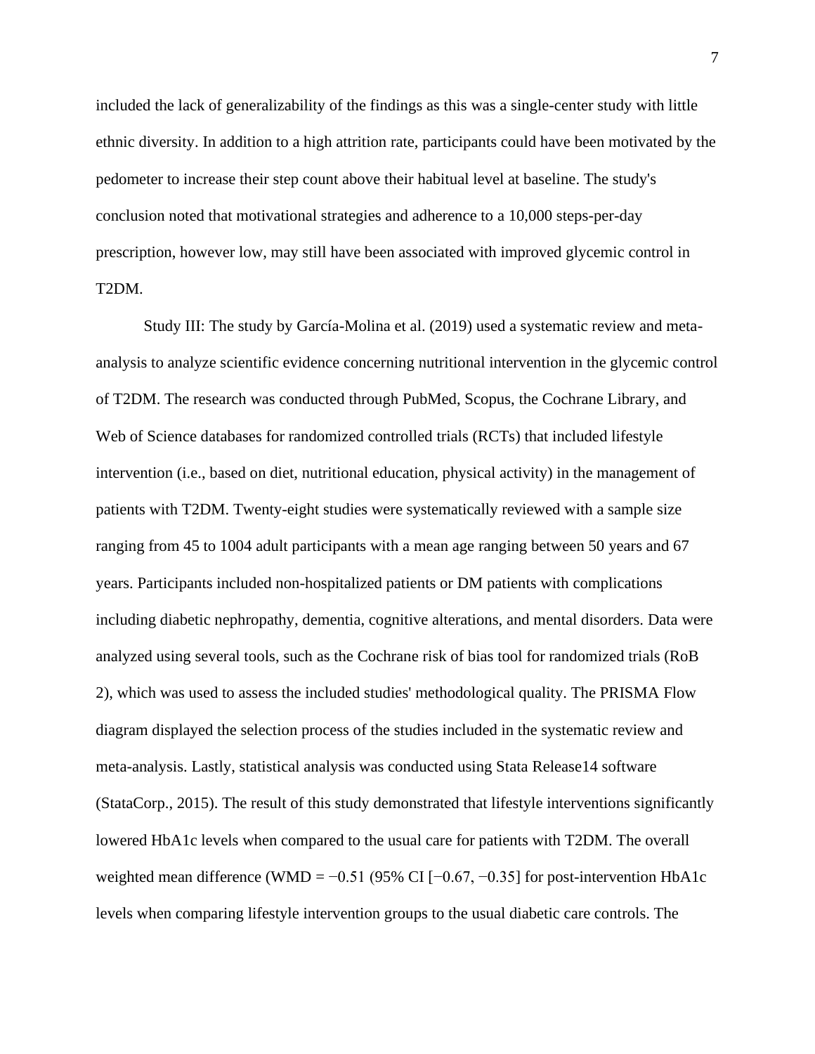included the lack of generalizability of the findings as this was a single-center study with little ethnic diversity. In addition to a high attrition rate, participants could have been motivated by the pedometer to increase their step count above their habitual level at baseline. The study's conclusion noted that motivational strategies and adherence to a 10,000 steps-per-day prescription, however low, may still have been associated with improved glycemic control in T2DM.

Study III: The study by García-Molina et al. (2019) used a systematic review and meta-analysis to analyze scientific evidence concerning nutritional intervention in the glycemic control of T2DM. The research was conducted through PubMed, Scopus, the Cochrane Library, and Web of Science databases for randomized controlled trials (RCTs) that included lifestyle intervention (i.e., based on diet, nutritional education, physical activity) in the management of patients with T2DM. Twenty-eight studies were systematically reviewed with a sample size ranging from 45 to 1004 adult participants with a mean age ranging between 50 years and 67 years. Participants included non-hospitalized patients or DM patients with complications including diabetic nephropathy, dementia, cognitive alterations, and mental disorders. Data were analyzed using several tools, such as the Cochrane risk of bias tool for randomized trials (RoB 2), which was used to assess the included studies' methodological quality. The PRISMA Flow diagram displayed the selection process of the studies included in the systematic review and meta-analysis. Lastly, statistical analysis was conducted using Stata Release14 software (StataCorp., 2015). The result of this study demonstrated that lifestyle interventions significantly lowered HbA1c levels when compared to the usual care for patients with T2DM. The overall weighted mean difference (WMD = −0.51 (95% CI [−0.67, −0.35] for post-intervention HbA1c levels when comparing lifestyle intervention groups to the usual diabetic care controls. The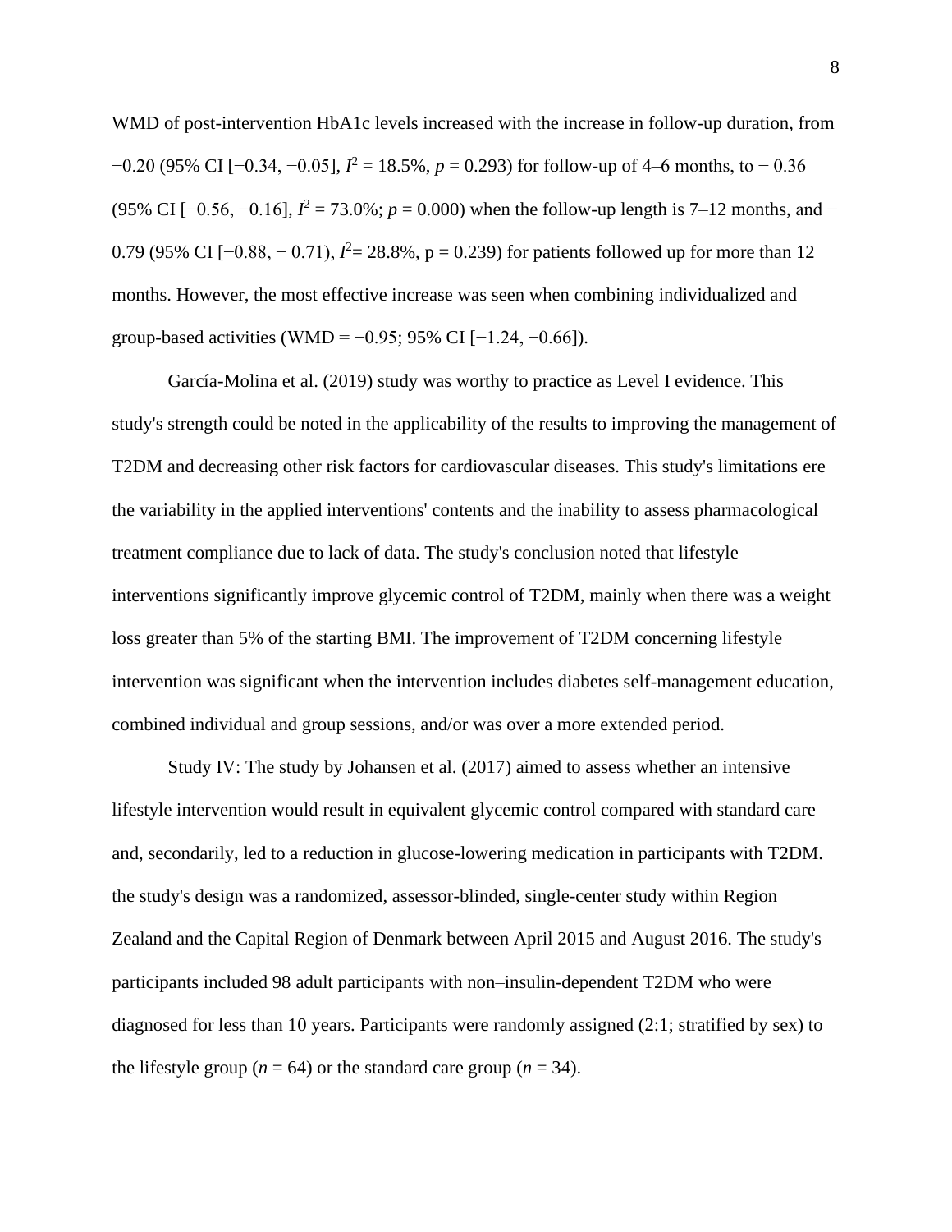WMD of post-intervention HbA1c levels increased with the increase in follow-up duration, from −0.20 (95% CI [−0.34, −0.05], $I^2$ = 18.5%, *p* = 0.293) for follow-up of 4–6 months, to − 0.36 (95% CI [−0.56, −0.16], $I^2$ = 73.0%; *p* = 0.000) when the follow-up length is 7–12 months, and − 0.79 (95% CI [−0.88, − 0.71), $I^2$= 28.8%, p = 0.239) for patients followed up for more than 12 months. However, the most effective increase was seen when combining individualized and group-based activities (WMD = −0.95; 95% CI [−1.24, −0.66]).

García-Molina et al. (2019) study was worthy to practice as Level I evidence. This study's strength could be noted in the applicability of the results to improving the management of T2DM and decreasing other risk factors for cardiovascular diseases. This study's limitations ere the variability in the applied interventions' contents and the inability to assess pharmacological treatment compliance due to lack of data. The study's conclusion noted that lifestyle interventions significantly improve glycemic control of T2DM, mainly when there was a weight loss greater than 5% of the starting BMI. The improvement of T2DM concerning lifestyle intervention was significant when the intervention includes diabetes self-management education, combined individual and group sessions, and/or was over a more extended period.

Study IV: The study by Johansen et al. (2017) aimed to assess whether an intensive lifestyle intervention would result in equivalent glycemic control compared with standard care and, secondarily, led to a reduction in glucose-lowering medication in participants with T2DM. the study's design was a randomized, assessor-blinded, single-center study within Region Zealand and the Capital Region of Denmark between April 2015 and August 2016. The study's participants included 98 adult participants with non–insulin-dependent T2DM who were diagnosed for less than 10 years. Participants were randomly assigned (2:1; stratified by sex) to the lifestyle group (*n* = 64) or the standard care group (*n* = 34).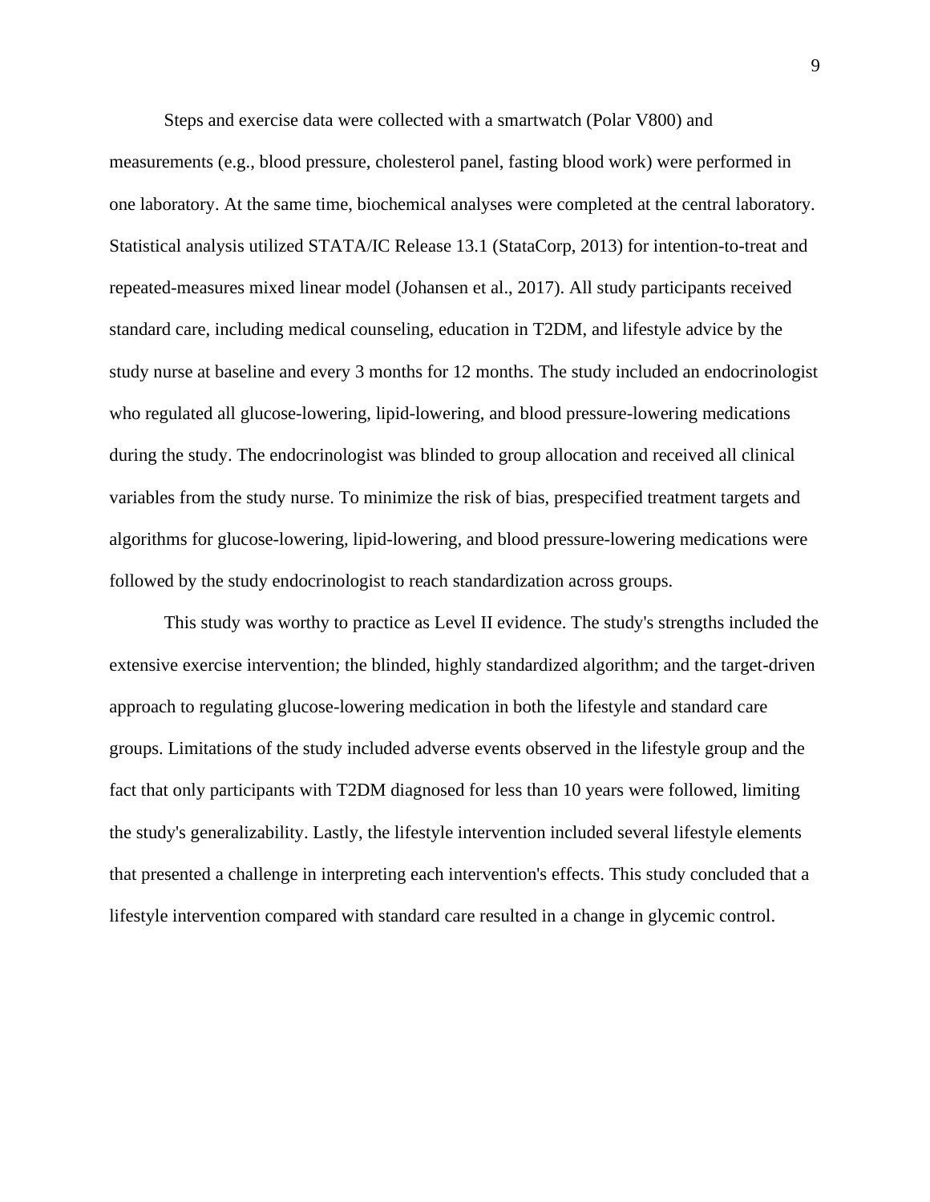Steps and exercise data were collected with a smartwatch (Polar V800) and measurements (e.g., blood pressure, cholesterol panel, fasting blood work) were performed in one laboratory. At the same time, biochemical analyses were completed at the central laboratory. Statistical analysis utilized STATA/IC Release 13.1 (StataCorp, 2013) for intention-to-treat and repeated-measures mixed linear model (Johansen et al., 2017). All study participants received standard care, including medical counseling, education in T2DM, and lifestyle advice by the study nurse at baseline and every 3 months for 12 months. The study included an endocrinologist who regulated all glucose-lowering, lipid-lowering, and blood pressure-lowering medications during the study. The endocrinologist was blinded to group allocation and received all clinical variables from the study nurse. To minimize the risk of bias, prespecified treatment targets and algorithms for glucose-lowering, lipid-lowering, and blood pressure-lowering medications were followed by the study endocrinologist to reach standardization across groups.

This study was worthy to practice as Level II evidence. The study's strengths included the extensive exercise intervention; the blinded, highly standardized algorithm; and the target-driven approach to regulating glucose-lowering medication in both the lifestyle and standard care groups. Limitations of the study included adverse events observed in the lifestyle group and the fact that only participants with T2DM diagnosed for less than 10 years were followed, limiting the study's generalizability. Lastly, the lifestyle intervention included several lifestyle elements that presented a challenge in interpreting each intervention's effects. This study concluded that a lifestyle intervention compared with standard care resulted in a change in glycemic control.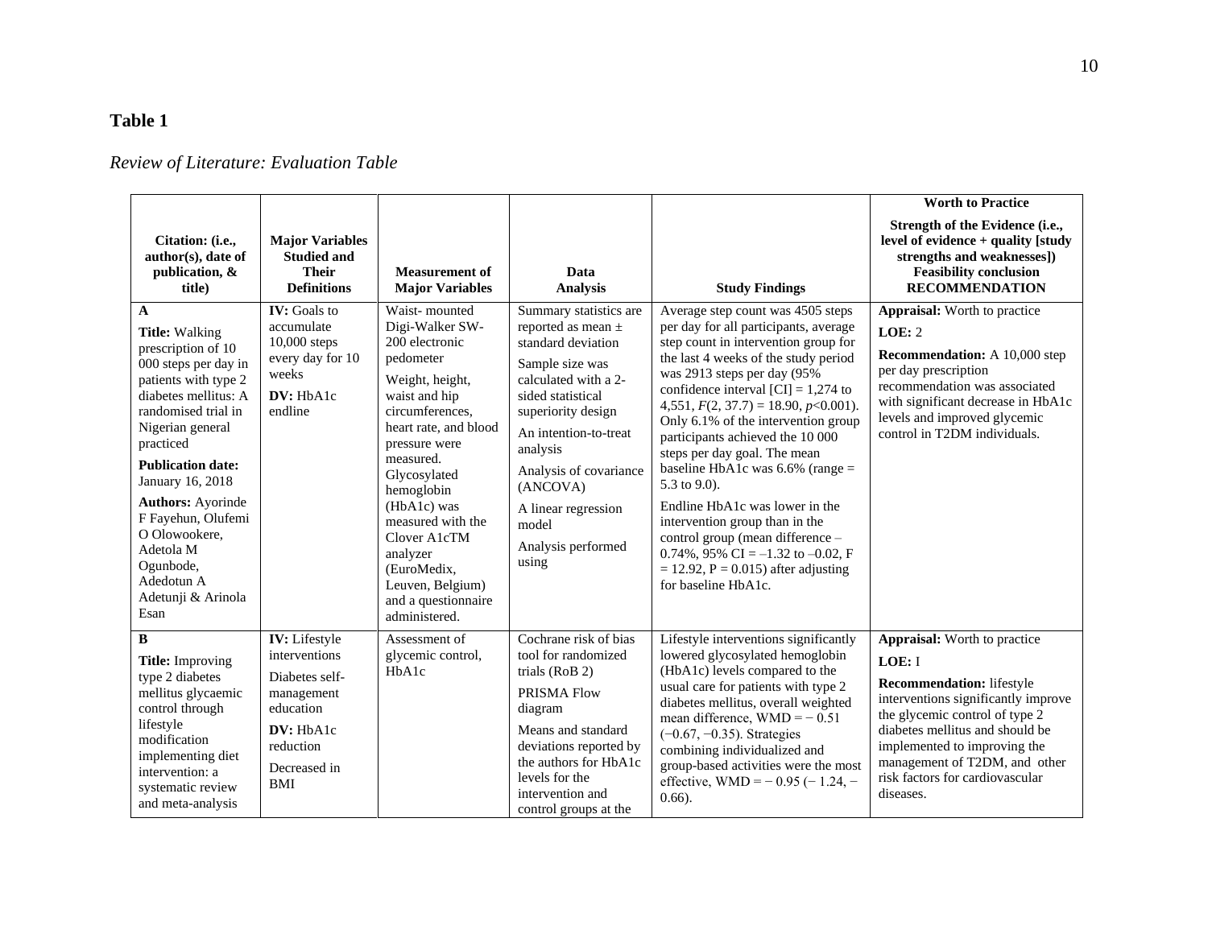**Table 1**

*Review of Literature: Evaluation Table*

| Citation: (i.e., author(s), date of publication, & title) | Major Variables Studied and Their Definitions | Measurement of Major Variables | Data Analysis | Study Findings | Worth to Practice<br>Strength of the Evidence (i.e., level of evidence + quality [study strengths and weaknesses])<br>Feasibility conclusion<br>RECOMMENDATION |
|---|---|---|---|---|---|
| **A**<br>**Title:** Walking prescription of 10 000 steps per day in patients with type 2 diabetes mellitus: A randomised trial in Nigerian general practiced<br>**Publication date:** January 16, 2018<br>**Authors:** Ayorinde F Fayehun, Olufemi O Olowookere, Adetola M Ogunbode, Adedotun A Adetunji & Arinola Esan | **IV:** Goals to accumulate 10,000 steps every day for 10 weeks<br>**DV:** HbA1c endline | Waist- mounted Digi-Walker SW-200 electronic pedometer<br>Weight, height, waist and hip circumferences, heart rate, and blood pressure were measured. Glycosylated hemoglobin (HbA1c) was measured with the Clover A1cTM analyzer (EuroMedix, Leuven, Belgium) and a questionnaire administered. | Summary statistics are reported as mean ± standard deviation<br>Sample size was calculated with a 2-sided statistical superiority design<br>An intention-to-treat analysis<br>Analysis of covariance (ANCOVA)<br>A linear regression model<br>Analysis performed using | Average step count was 4505 steps per day for all participants, average step count in intervention group for the last 4 weeks of the study period was 2913 steps per day (95% confidence interval [CI] = 1,274 to 4,551, $F(2, 37.7) = 18.90$, $p<0.001$). Only 6.1% of the intervention group participants achieved the 10 000 steps per day goal. The mean baseline HbA1c was 6.6% (range = 5.3 to 9.0).<br>Endline HbA1c was lower in the intervention group than in the control group (mean difference –0.74%, 95% CI = –1.32 to –0.02, F = 12.92, P = 0.015) after adjusting for baseline HbA1c. | **Appraisal:** Worth to practice<br>**LOE:** 2<br>**Recommendation:** A 10,000 step per day prescription recommendation was associated with significant decrease in HbA1c levels and improved glycemic control in T2DM individuals. |
| **B**<br>**Title:** Improving type 2 diabetes mellitus glycaemic control through lifestyle modification implementing diet intervention: a systematic review and meta-analysis | **IV:** Lifestyle interventions<br>Diabetes self-management education<br>**DV:** HbA1c reduction<br>Decreased in BMI | Assessment of glycemic control, HbA1c | Cochrane risk of bias tool for randomized trials (RoB 2)<br>PRISMA Flow diagram<br>Means and standard deviations reported by the authors for HbA1c levels for the intervention and control groups at the | Lifestyle interventions significantly lowered glycosylated hemoglobin (HbA1c) levels compared to the usual care for patients with type 2 diabetes mellitus, overall weighted mean difference, WMD = − 0.51 (−0.67, −0.35). Strategies combining individualized and group-based activities were the most effective, WMD = − 0.95 (− 1.24, − 0.66). | **Appraisal:** Worth to practice<br>**LOE:** I<br>**Recommendation:** lifestyle interventions significantly improve the glycemic control of type 2 diabetes mellitus and should be implemented to improving the management of T2DM, and other risk factors for cardiovascular diseases. |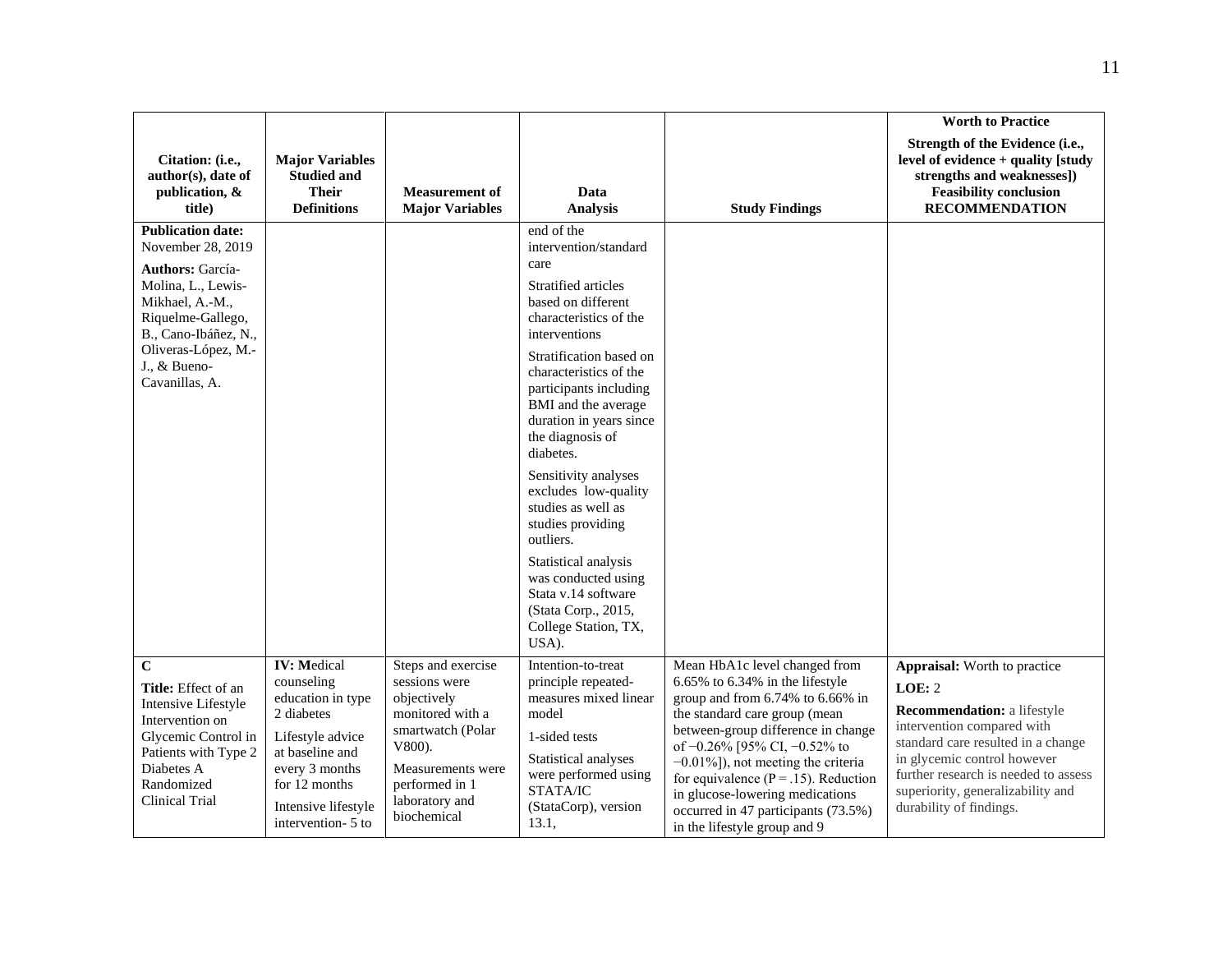| Citation: (i.e., author(s), date of publication, & title) | Major Variables Studied and Their Definitions | Measurement of Major Variables | Data Analysis | Study Findings | Worth to Practice Strength of the Evidence (i.e., level of evidence + quality [study strengths and weaknesses]) Feasibility conclusion RECOMMENDATION |
|---|---|---|---|---|---|
| **Publication date:** November 28, 2019<br><br>**Authors:** García-Molina, L., Lewis-Mikhael, A.-M., Riquelme-Gallego, B., Cano-Ibáñez, N., Oliveras-López, M.-J., & Bueno-Cavanillas, A. | | | end of the intervention/standard care<br><br>Stratified articles based on different characteristics of the interventions<br><br>Stratification based on characteristics of the participants including BMI and the average duration in years since the diagnosis of diabetes.<br><br>Sensitivity analyses excludes low-quality studies as well as studies providing outliers.<br><br>Statistical analysis was conducted using Stata v.14 software (Stata Corp., 2015, College Station, TX, USA). | | |
| **C**<br><br>**Title:** Effect of an Intensive Lifestyle Intervention on Glycemic Control in Patients with Type 2 Diabetes A Randomized Clinical Trial | **IV: M**edical counseling education in type 2 diabetes<br><br>Lifestyle advice at baseline and every 3 months for 12 months<br><br>Intensive lifestyle intervention- 5 to | Steps and exercise sessions were objectively monitored with a smartwatch (Polar V800).<br><br>Measurements were performed in 1 laboratory and biochemical | Intention-to-treat principle repeated-measures mixed linear model<br><br>1-sided tests<br><br>Statistical analyses were performed using STATA/IC (StataCorp), version 13.1, | Mean HbA1c level changed from 6.65% to 6.34% in the lifestyle group and from 6.74% to 6.66% in the standard care group (mean between-group difference in change of −0.26% [95% CI, −0.52% to −0.01%]), not meeting the criteria for equivalence ($P = .15$). Reduction in glucose-lowering medications occurred in 47 participants (73.5%) in the lifestyle group and 9 | **Appraisal:** Worth to practice<br><br>**LOE:** 2<br><br>**Recommendation:** a lifestyle intervention compared with standard care resulted in a change in glycemic control however further research is needed to assess superiority, generalizability and durability of findings. |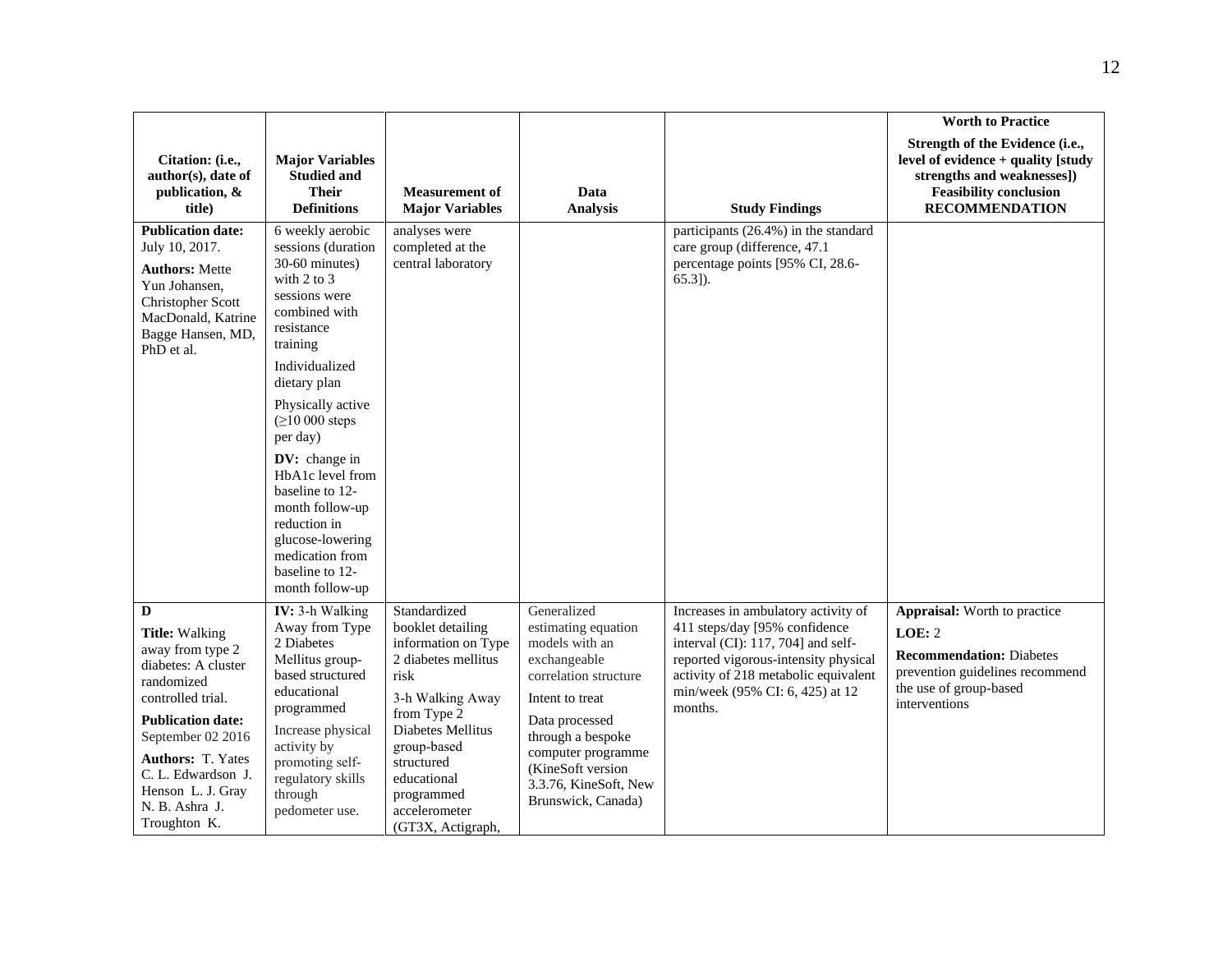| Citation: (i.e., author(s), date of publication, & title) | Major Variables Studied and Their Definitions | Measurement of Major Variables | Data Analysis | Study Findings | Worth to Practice<br>Strength of the Evidence (i.e., level of evidence + quality [study strengths and weaknesses])<br>Feasibility conclusion<br>RECOMMENDATION |
|---|---|---|---|---|---|
| **Publication date:** July 10, 2017.<br>**Authors:** Mette Yun Johansen, Christopher Scott MacDonald, Katrine Bagge Hansen, MD, PhD et al. | 6 weekly aerobic sessions (duration 30-60 minutes) with 2 to 3 sessions were combined with resistance training<br>Individualized dietary plan<br>Physically active (≥10 000 steps per day)<br>**DV:** change in HbA1c level from baseline to 12-month follow-up reduction in glucose-lowering medication from baseline to 12-month follow-up | analyses were completed at the central laboratory | | participants (26.4%) in the standard care group (difference, 47.1 percentage points [95% CI, 28.6-65.3]). | |
| **D**<br>**Title:** Walking away from type 2 diabetes: A cluster randomized controlled trial.<br>**Publication date:** September 02 2016<br>**Authors:** T. Yates C. L. Edwardson J. Henson L. J. Gray N. B. Ashra J. Troughton K. | **IV:** 3-h Walking Away from Type 2 Diabetes Mellitus group-based structured educational programmed<br>Increase physical activity by promoting self-regulatory skills through pedometer use. | Standardized booklet detailing information on Type 2 diabetes mellitus risk<br>3-h Walking Away from Type 2 Diabetes Mellitus group-based structured educational programmed accelerometer (GT3X, Actigraph, | Generalized estimating equation models with an exchangeable correlation structure<br>Intent to treat<br>Data processed through a bespoke computer programme (KineSoft version 3.3.76, KineSoft, New Brunswick, Canada) | Increases in ambulatory activity of 411 steps/day [95% confidence interval (CI): 117, 704] and self-reported vigorous-intensity physical activity of 218 metabolic equivalent min/week (95% CI: 6, 425) at 12 months. | **Appraisal:** Worth to practice<br>**LOE:** 2<br>**Recommendation:** Diabetes prevention guidelines recommend the use of group-based interventions |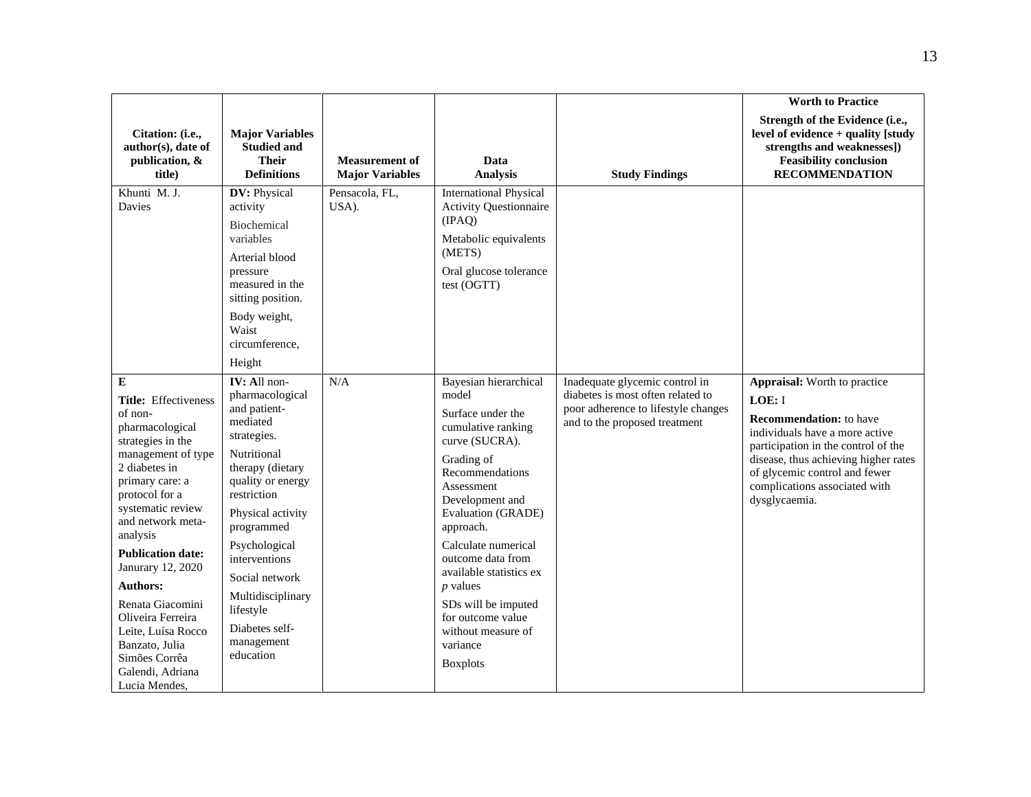| Citation: (i.e., author(s), date of publication, & title) | Major Variables Studied and Their Definitions | Measurement of Major Variables | Data Analysis | Study Findings | Worth to Practice Strength of the Evidence (i.e., level of evidence + quality [study strengths and weaknesses]) Feasibility conclusion RECOMMENDATION |
|---|---|---|---|---|---|
| Khunti M. J. Davies | **DV:** Physical activity<br>Biochemical variables<br>Arterial blood pressure measured in the sitting position.<br>Body weight, Waist circumference,<br>Height | Pensacola, FL, USA). | International Physical Activity Questionnaire (IPAQ)<br>Metabolic equivalents (METS)<br>Oral glucose tolerance test (OGTT) | | |
| **E**<br>**Title:** Effectiveness of non-pharmacological strategies in the management of type 2 diabetes in primary care: a protocol for a systematic review and network meta-analysis<br>**Publication date:** Janurary 12, 2020<br>**Authors:**<br>Renata Giacomini Oliveira Ferreira Leite, Luísa Rocco Banzato, Julia Simões Corrêa Galendi, Adriana Lucia Mendes, | **IV: A**ll non-pharmacological and patient-mediated strategies.<br>Nutritional therapy (dietary quality or energy restriction<br>Physical activity programmed<br>Psychological interventions<br>Social network<br>Multidisciplinary lifestyle<br>Diabetes self-management education | N/A | Bayesian hierarchical model<br>Surface under the cumulative ranking curve (SUCRA).<br>Grading of Recommendations Assessment Development and Evaluation (GRADE) approach.<br>Calculate numerical outcome data from available statistics ex *p* values<br>SDs will be imputed for outcome value without measure of variance<br>Boxplots | Inadequate glycemic control in diabetes is most often related to poor adherence to lifestyle changes and to the proposed treatment | **Appraisal:** Worth to practice<br>**LOE:** I<br>**Recommendation:** to have individuals have a more active participation in the control of the disease, thus achieving higher rates of glycemic control and fewer complications associated with dysglycaemia. |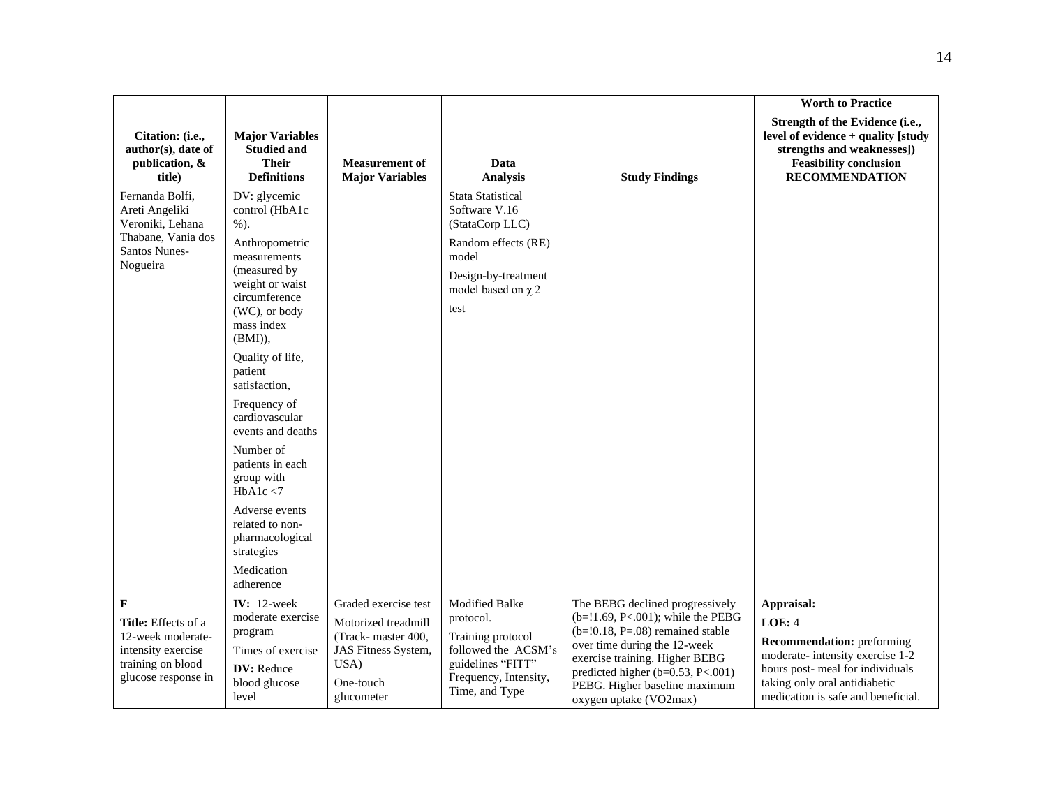| Citation: (i.e., author(s), date of publication, & title) | Major Variables Studied and Their Definitions | Measurement of Major Variables | Data Analysis | Study Findings | Worth to Practice<br>Strength of the Evidence (i.e., level of evidence + quality [study strengths and weaknesses])<br>Feasibility conclusion<br>RECOMMENDATION |
|---|---|---|---|---|---|
| Fernanda Bolfi, Areti Angeliki Veroniki, Lehana Thabane, Vania dos Santos Nunes-Nogueira | DV: glycemic control (HbA1c %).<br><br>Anthropometric measurements (measured by weight or waist circumference (WC), or body mass index (BMI)),<br><br>Quality of life, patient satisfaction,<br><br>Frequency of cardiovascular events and deaths<br><br>Number of patients in each group with HbA1c <7<br><br>Adverse events related to non-pharmacological strategies<br><br>Medication adherence | | Stata Statistical Software V.16 (StataCorp LLC)<br><br>Random effects (RE) model<br><br>Design-by-treatment model based on $\chi$ 2 test | | |
| **F**<br><br>**Title:** Effects of a 12-week moderate-intensity exercise training on blood glucose response in | **IV:** 12-week moderate exercise program<br><br>Times of exercise<br><br>**DV:** Reduce blood glucose level | Graded exercise test<br><br>Motorized treadmill (Track- master 400, JAS Fitness System, USA)<br><br>One-touch glucometer | Modified Balke protocol.<br><br>Training protocol followed the ACSM's guidelines "FITT" Frequency, Intensity, Time, and Type | The BEBG declined progressively (b=!1.69, P<.001); while the PEBG (b=!0.18, P=.08) remained stable over time during the 12-week exercise training. Higher BEBG predicted higher (b=0.53, P<.001) PEBG. Higher baseline maximum oxygen uptake (VO2max) | **Appraisal:**<br><br>**LOE:** 4<br><br>**Recommendation:** preforming moderate- intensity exercise 1-2 hours post- meal for individuals taking only oral antidiabetic medication is safe and beneficial. |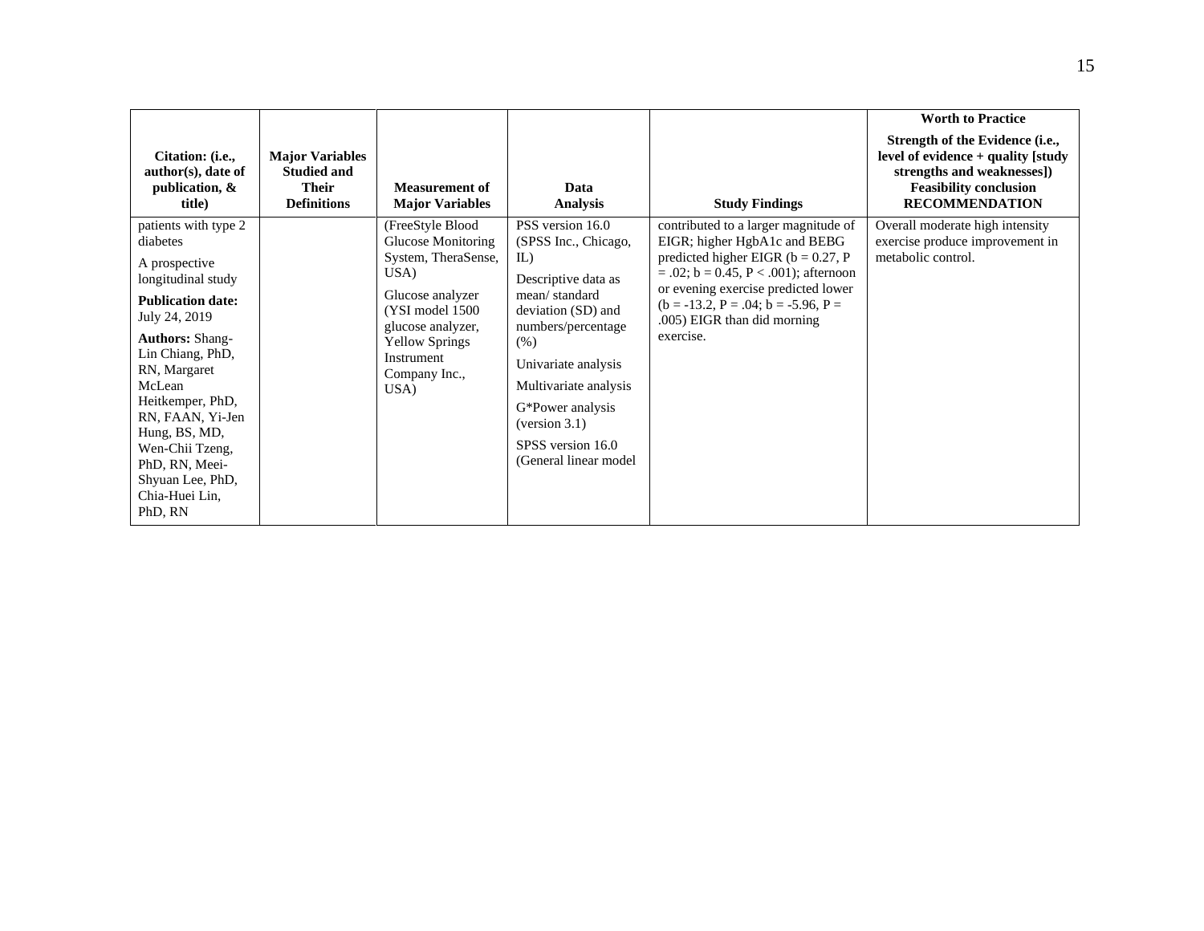| Citation: (i.e., author(s), date of publication, & title) | Major Variables Studied and Their Definitions | Measurement of Major Variables | Data Analysis | Study Findings | Worth to Practice<br>Strength of the Evidence (i.e., level of evidence + quality [study strengths and weaknesses])<br>Feasibility conclusion<br>RECOMMENDATION |
|---|---|---|---|---|---|
| patients with type 2 diabetes<br><br>A prospective longitudinal study<br><br>**Publication date:** July 24, 2019<br><br>**Authors:** Shang-Lin Chiang, PhD, RN, Margaret McLean Heitkemper, PhD, RN, FAAN, Yi-Jen Hung, BS, MD, Wen-Chii Tzeng, PhD, RN, Meei-Shyuan Lee, PhD, Chia-Huei Lin, PhD, RN | | (FreeStyle Blood Glucose Monitoring System, TheraSense, USA)<br><br>Glucose analyzer (YSI model 1500 glucose analyzer, Yellow Springs Instrument Company Inc., USA) | PSS version 16.0 (SPSS Inc., Chicago, IL)<br><br>Descriptive data as mean/ standard deviation (SD) and numbers/percentage (%)<br><br>Univariate analysis<br><br>Multivariate analysis<br><br>G*Power analysis (version 3.1)<br><br>SPSS version 16.0 (General linear model | contributed to a larger magnitude of EIGR; higher HgbA1c and BEBG predicted higher EIGR ($b = 0.27$, $P = .02$; $b = 0.45$, $P < .001$); afternoon or evening exercise predicted lower ($b = -13.2$, $P = .04$; $b = -5.96$, $P = .005$) EIGR than did morning exercise. | Overall moderate high intensity exercise produce improvement in metabolic control. |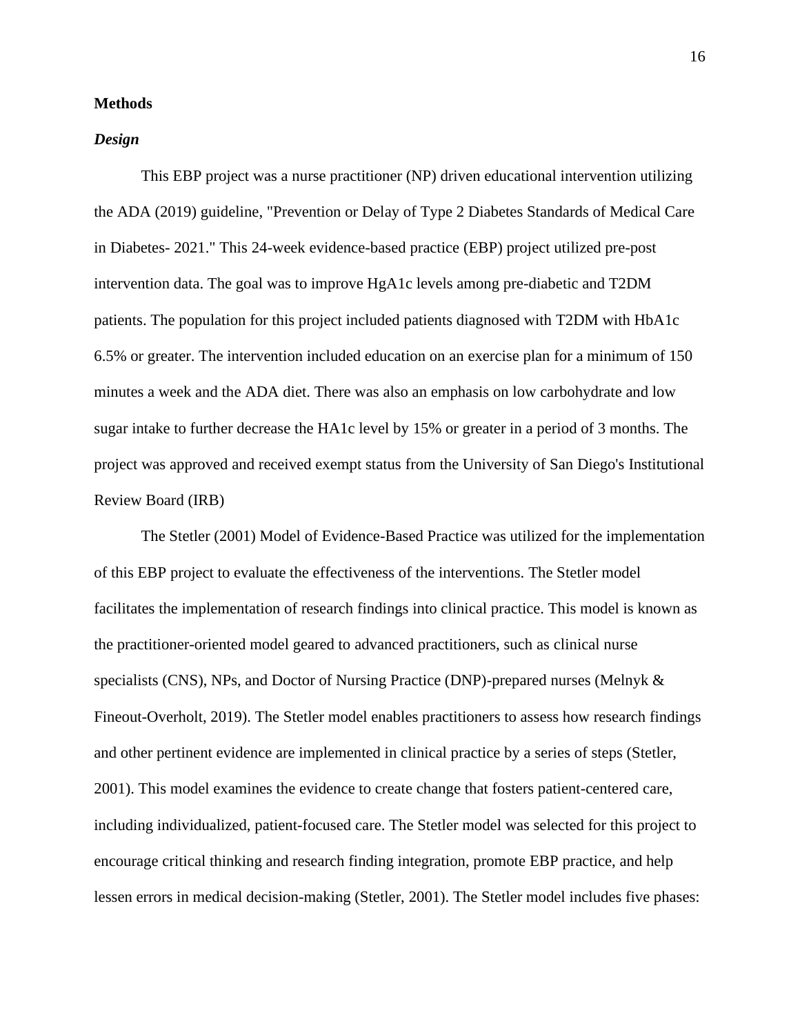## Methods

### *Design*

This EBP project was a nurse practitioner (NP) driven educational intervention utilizing the ADA (2019) guideline, "Prevention or Delay of Type 2 Diabetes Standards of Medical Care in Diabetes- 2021." This 24-week evidence-based practice (EBP) project utilized pre-post intervention data. The goal was to improve HgA1c levels among pre-diabetic and T2DM patients. The population for this project included patients diagnosed with T2DM with HbA1c 6.5% or greater. The intervention included education on an exercise plan for a minimum of 150 minutes a week and the ADA diet. There was also an emphasis on low carbohydrate and low sugar intake to further decrease the HA1c level by 15% or greater in a period of 3 months. The project was approved and received exempt status from the University of San Diego's Institutional Review Board (IRB)

The Stetler (2001) Model of Evidence-Based Practice was utilized for the implementation of this EBP project to evaluate the effectiveness of the interventions. The Stetler model facilitates the implementation of research findings into clinical practice. This model is known as the practitioner-oriented model geared to advanced practitioners, such as clinical nurse specialists (CNS), NPs, and Doctor of Nursing Practice (DNP)-prepared nurses (Melnyk & Fineout-Overholt, 2019). The Stetler model enables practitioners to assess how research findings and other pertinent evidence are implemented in clinical practice by a series of steps (Stetler, 2001). This model examines the evidence to create change that fosters patient-centered care, including individualized, patient-focused care. The Stetler model was selected for this project to encourage critical thinking and research finding integration, promote EBP practice, and help lessen errors in medical decision-making (Stetler, 2001). The Stetler model includes five phases: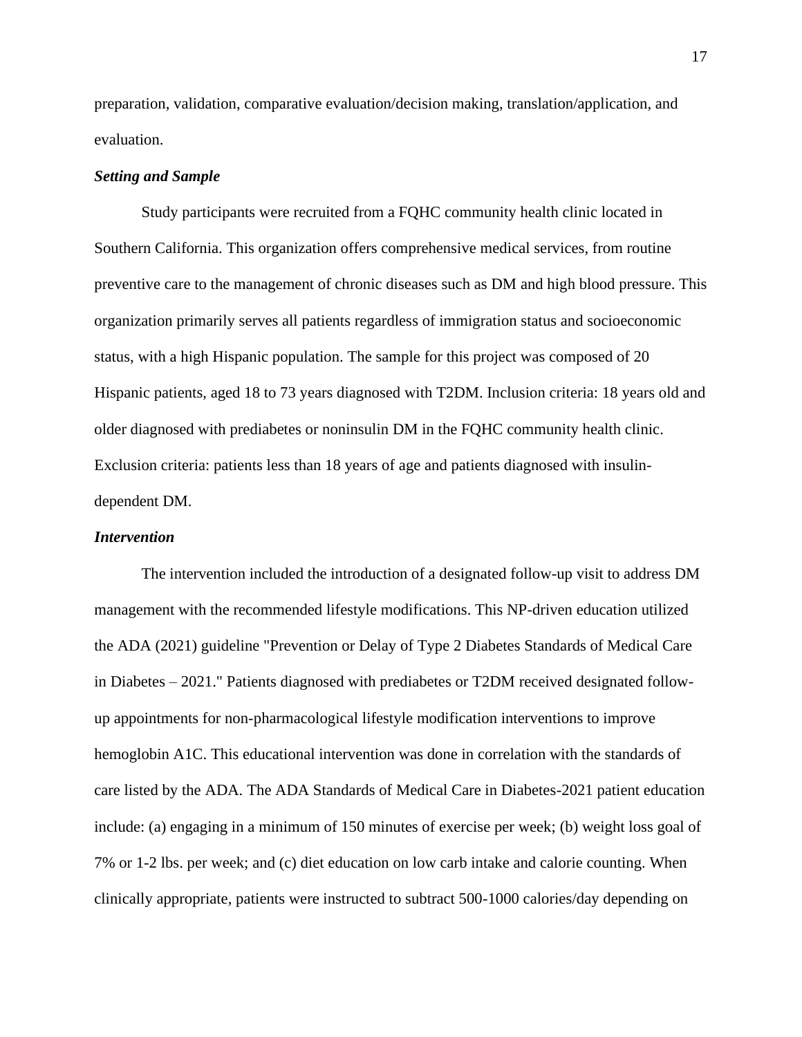preparation, validation, comparative evaluation/decision making, translation/application, and evaluation.

### *Setting and Sample*

Study participants were recruited from a FQHC community health clinic located in Southern California. This organization offers comprehensive medical services, from routine preventive care to the management of chronic diseases such as DM and high blood pressure. This organization primarily serves all patients regardless of immigration status and socioeconomic status, with a high Hispanic population. The sample for this project was composed of 20 Hispanic patients, aged 18 to 73 years diagnosed with T2DM. Inclusion criteria: 18 years old and older diagnosed with prediabetes or noninsulin DM in the FQHC community health clinic. Exclusion criteria: patients less than 18 years of age and patients diagnosed with insulin-dependent DM.

### *Intervention*

The intervention included the introduction of a designated follow-up visit to address DM management with the recommended lifestyle modifications. This NP-driven education utilized the ADA (2021) guideline "Prevention or Delay of Type 2 Diabetes Standards of Medical Care in Diabetes – 2021." Patients diagnosed with prediabetes or T2DM received designated follow-up appointments for non-pharmacological lifestyle modification interventions to improve hemoglobin A1C. This educational intervention was done in correlation with the standards of care listed by the ADA. The ADA Standards of Medical Care in Diabetes-2021 patient education include: (a) engaging in a minimum of 150 minutes of exercise per week; (b) weight loss goal of 7% or 1-2 lbs. per week; and (c) diet education on low carb intake and calorie counting. When clinically appropriate, patients were instructed to subtract 500-1000 calories/day depending on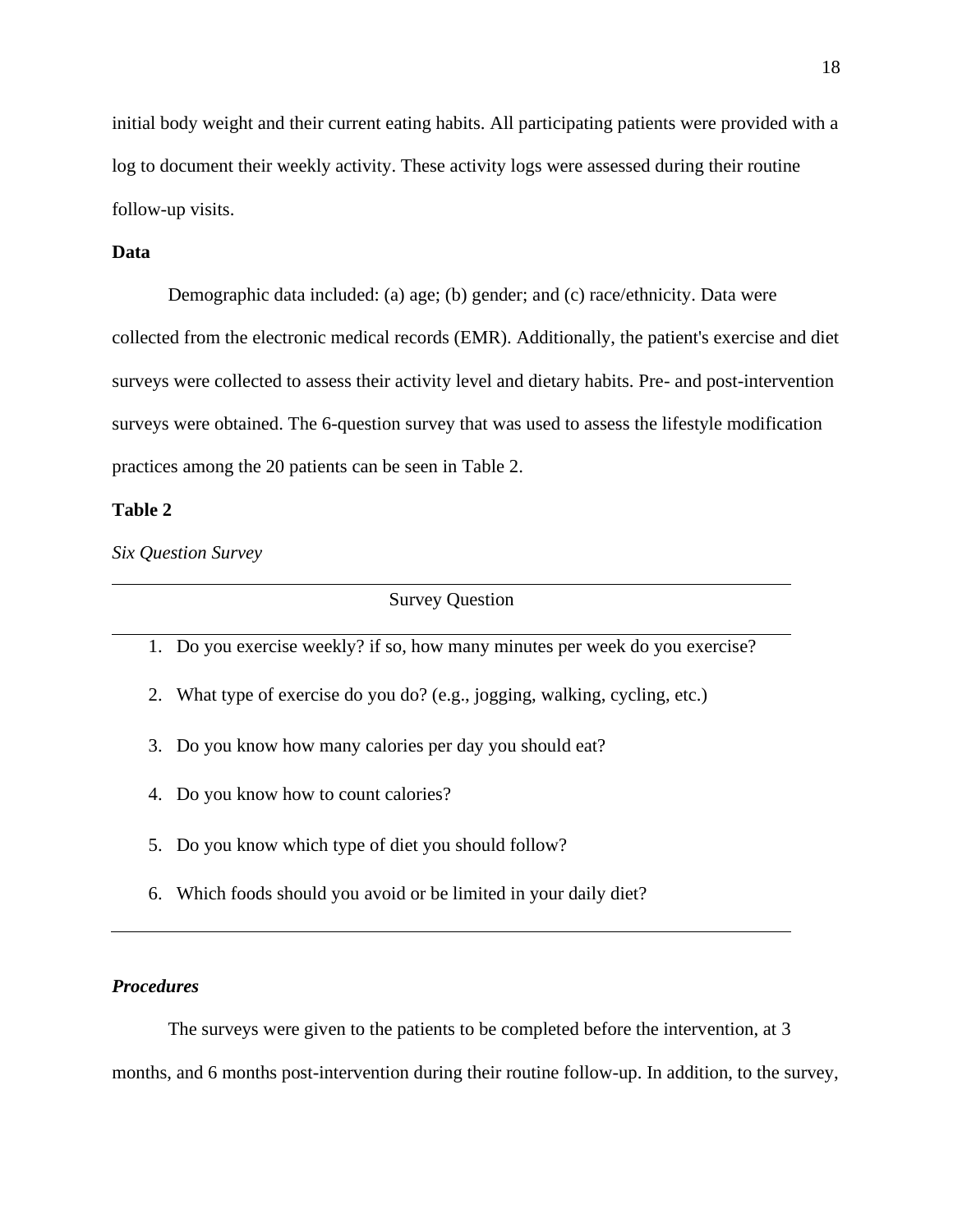initial body weight and their current eating habits. All participating patients were provided with a log to document their weekly activity. These activity logs were assessed during their routine follow-up visits.

**Data**

Demographic data included: (a) age; (b) gender; and (c) race/ethnicity. Data were collected from the electronic medical records (EMR). Additionally, the patient's exercise and diet surveys were collected to assess their activity level and dietary habits. Pre- and post-intervention surveys were obtained. The 6-question survey that was used to assess the lifestyle modification practices among the 20 patients can be seen in Table 2.

**Table 2**

*Six Question Survey*

| Survey Question |
|---|
| 1. Do you exercise weekly? if so, how many minutes per week do you exercise? |
| 2. What type of exercise do you do? (e.g., jogging, walking, cycling, etc.) |
| 3. Do you know how many calories per day you should eat? |
| 4. Do you know how to count calories? |
| 5. Do you know which type of diet you should follow? |
| 6. Which foods should you avoid or be limited in your daily diet? |

***Procedures***

The surveys were given to the patients to be completed before the intervention, at 3 months, and 6 months post-intervention during their routine follow-up. In addition, to the survey,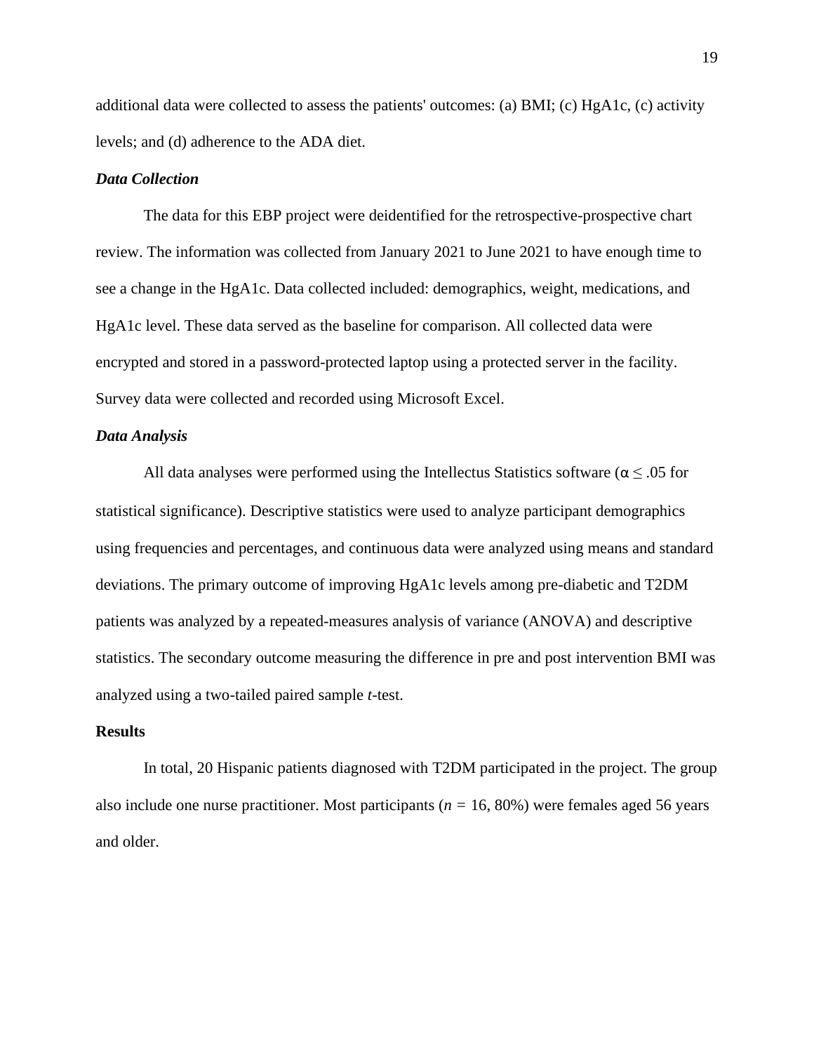additional data were collected to assess the patients' outcomes: (a) BMI; (c) HgA1c, (c) activity levels; and (d) adherence to the ADA diet.

### *Data Collection*

The data for this EBP project were deidentified for the retrospective-prospective chart review. The information was collected from January 2021 to June 2021 to have enough time to see a change in the HgA1c. Data collected included: demographics, weight, medications, and HgA1c level. These data served as the baseline for comparison. All collected data were encrypted and stored in a password-protected laptop using a protected server in the facility. Survey data were collected and recorded using Microsoft Excel.

### *Data Analysis*

All data analyses were performed using the Intellectus Statistics software ($\alpha \leq .05$ for statistical significance). Descriptive statistics were used to analyze participant demographics using frequencies and percentages, and continuous data were analyzed using means and standard deviations. The primary outcome of improving HgA1c levels among pre-diabetic and T2DM patients was analyzed by a repeated-measures analysis of variance (ANOVA) and descriptive statistics. The secondary outcome measuring the difference in pre and post intervention BMI was analyzed using a two-tailed paired sample *t*-test.

## Results

In total, 20 Hispanic patients diagnosed with T2DM participated in the project. The group also include one nurse practitioner. Most participants ($n$ = 16, 80%) were females aged 56 years and older.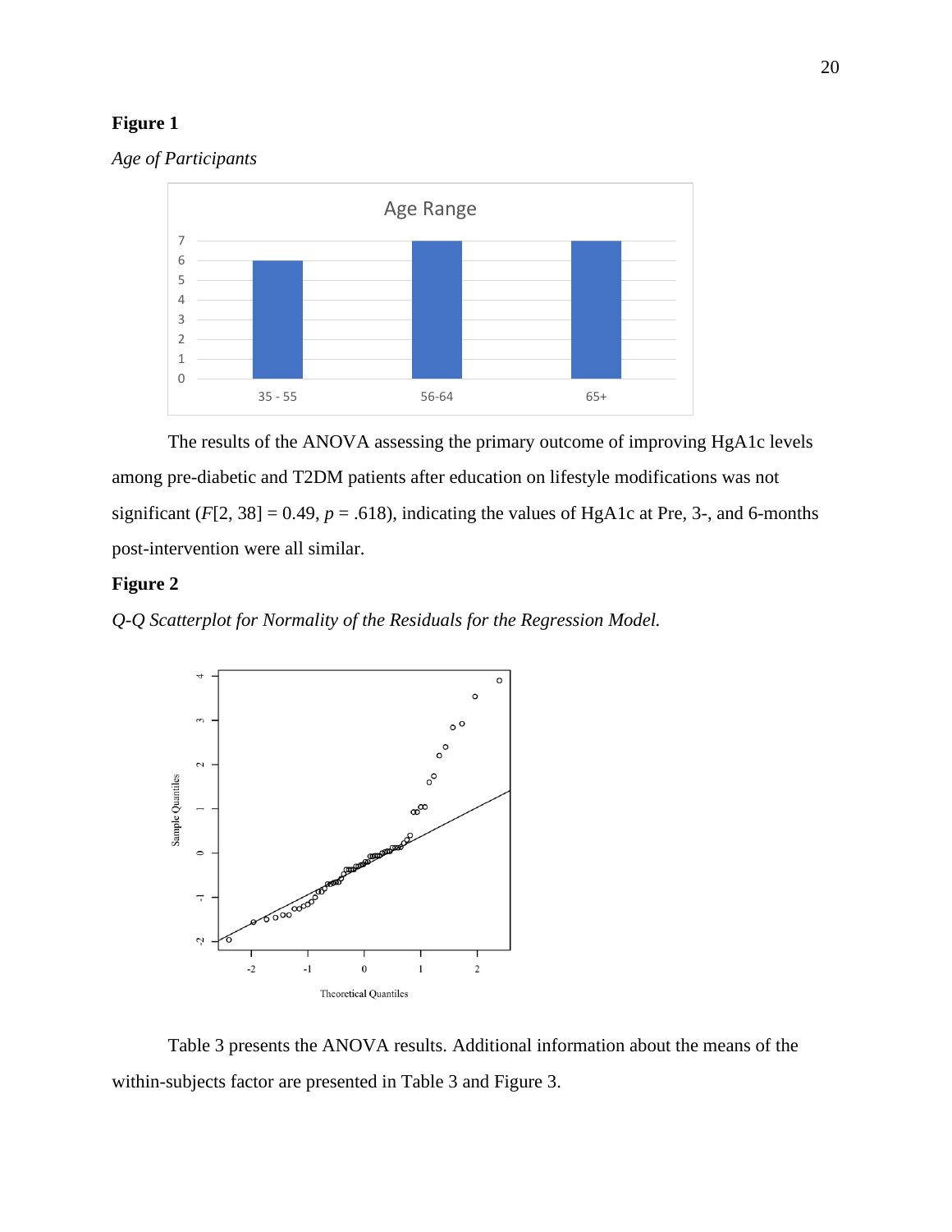**Figure 1**

*Age of Participants*

The results of the ANOVA assessing the primary outcome of improving HgA1c levels among pre-diabetic and T2DM patients after education on lifestyle modifications was not significant ($F[2, 38] = 0.49$, $p = .618$), indicating the values of HgA1c at Pre, 3-, and 6-months post-intervention were all similar.

**Figure 2**

*Q-Q Scatterplot for Normality of the Residuals for the Regression Model.*

Table 3 presents the ANOVA results. Additional information about the means of the within-subjects factor are presented in Table 3 and Figure 3.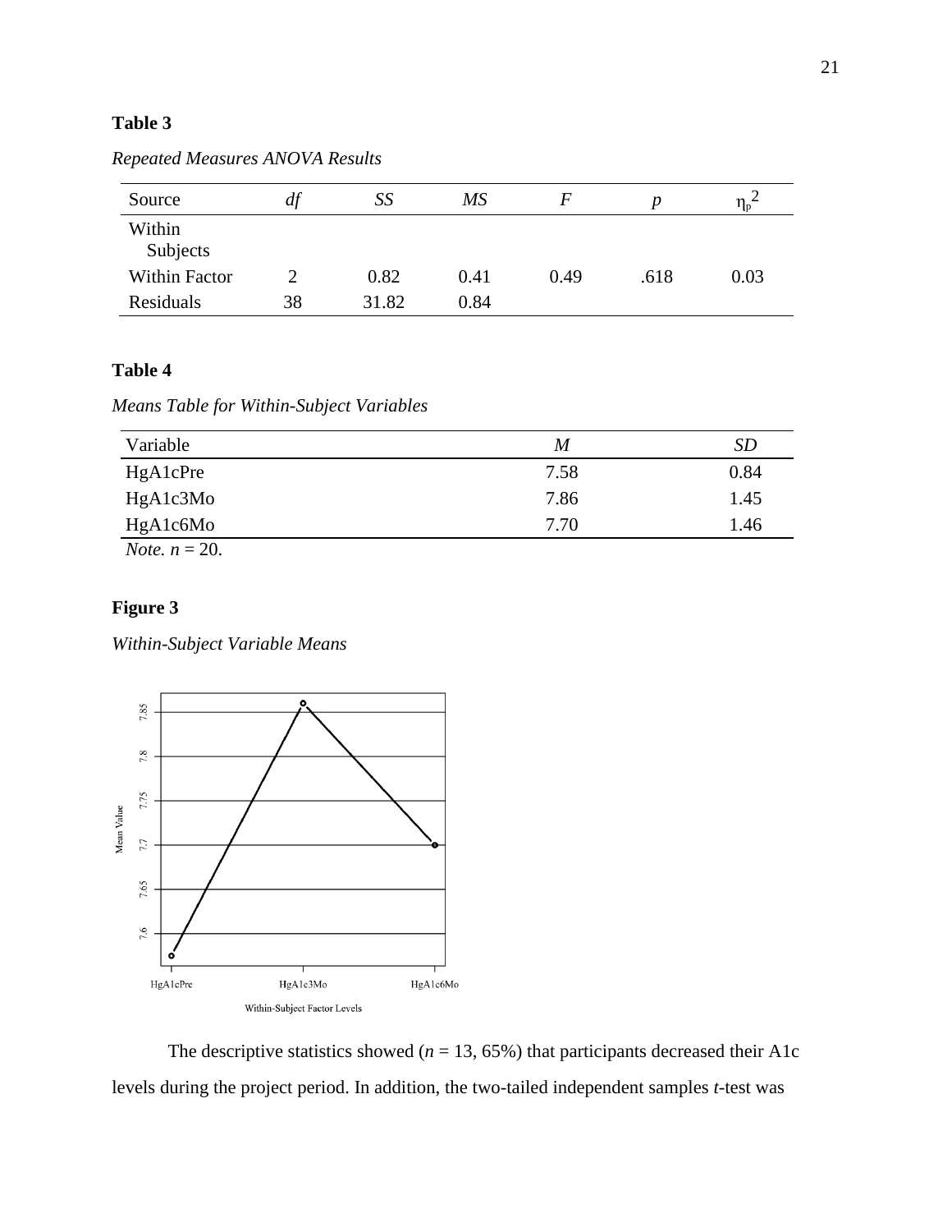**Table 3**

*Repeated Measures ANOVA Results*

| Source | *df* | *SS* | *MS* | *F* | *p* | $\eta_p^2$ |
|---|---|---|---|---|---|---|
| Within Subjects | | | | | | |
| Within Factor | 2 | 0.82 | 0.41 | 0.49 | .618 | 0.03 |
| Residuals | 38 | 31.82 | 0.84 | | | |

**Table 4**

*Means Table for Within-Subject Variables*

| Variable | *M* | *SD* |
|---|---|---|
| HgA1cPre | 7.58 | 0.84 |
| HgA1c3Mo | 7.86 | 1.45 |
| HgA1c6Mo | 7.70 | 1.46 |

*Note. n* = 20.

**Figure 3**

*Within-Subject Variable Means*

The descriptive statistics showed (*n* = 13, 65%) that participants decreased their A1c levels during the project period. In addition, the two-tailed independent samples *t*-test was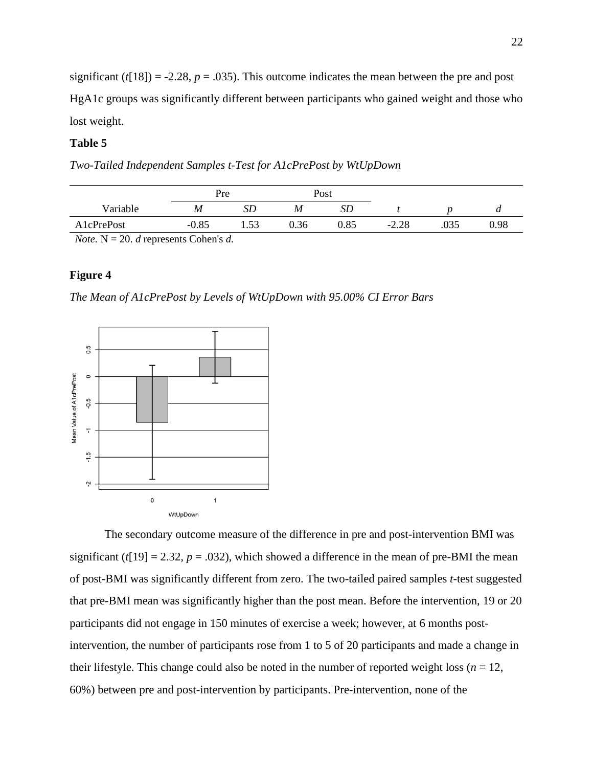significant ($t$[18]) = -2.28, $p$ = .035). This outcome indicates the mean between the pre and post HgA1c groups was significantly different between participants who gained weight and those who lost weight.

**Table 5**

*Two-Tailed Independent Samples t-Test for A1cPrePost by WtUpDown*

| | Pre | | Post | | | | |
|---|---|---|---|---|---|---|---|
| Variable | *M* | *SD* | *M* | *SD* | *t* | *p* | *d* |
| A1cPrePost | -0.85 | 1.53 | 0.36 | 0.85 | -2.28 | .035 | 0.98 |

*Note.* N = 20. *d* represents Cohen's *d.*

**Figure 4**

*The Mean of A1cPrePost by Levels of WtUpDown with 95.00% CI Error Bars*

The secondary outcome measure of the difference in pre and post-intervention BMI was significant ($t$[19] = 2.32, $p$ = .032), which showed a difference in the mean of pre-BMI the mean of post-BMI was significantly different from zero. The two-tailed paired samples *t*-test suggested that pre-BMI mean was significantly higher than the post mean. Before the intervention, 19 or 20 participants did not engage in 150 minutes of exercise a week; however, at 6 months post-intervention, the number of participants rose from 1 to 5 of 20 participants and made a change in their lifestyle. This change could also be noted in the number of reported weight loss ($n$ = 12, 60%) between pre and post-intervention by participants. Pre-intervention, none of the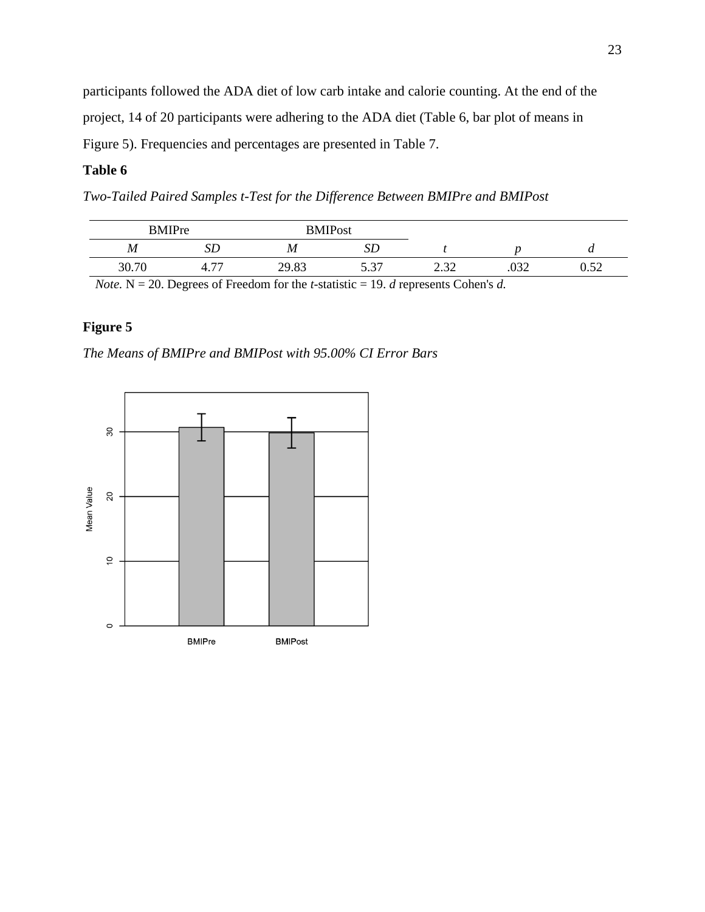participants followed the ADA diet of low carb intake and calorie counting. At the end of the project, 14 of 20 participants were adhering to the ADA diet (Table 6, bar plot of means in Figure 5). Frequencies and percentages are presented in Table 7.

**Table 6**

*Two-Tailed Paired Samples t-Test for the Difference Between BMIPre and BMIPost*

| BMIPre | | BMIPost | | | | |
|---|---|---|---|---|---|---|
| *M* | *SD* | *M* | *SD* | *t* | *p* | *d* |
| 30.70 | 4.77 | 29.83 | 5.37 | 2.32 | .032 | 0.52 |

*Note.* N = 20. Degrees of Freedom for the *t*-statistic = 19. *d* represents Cohen's *d.*

**Figure 5**

*The Means of BMIPre and BMIPost with 95.00% CI Error Bars*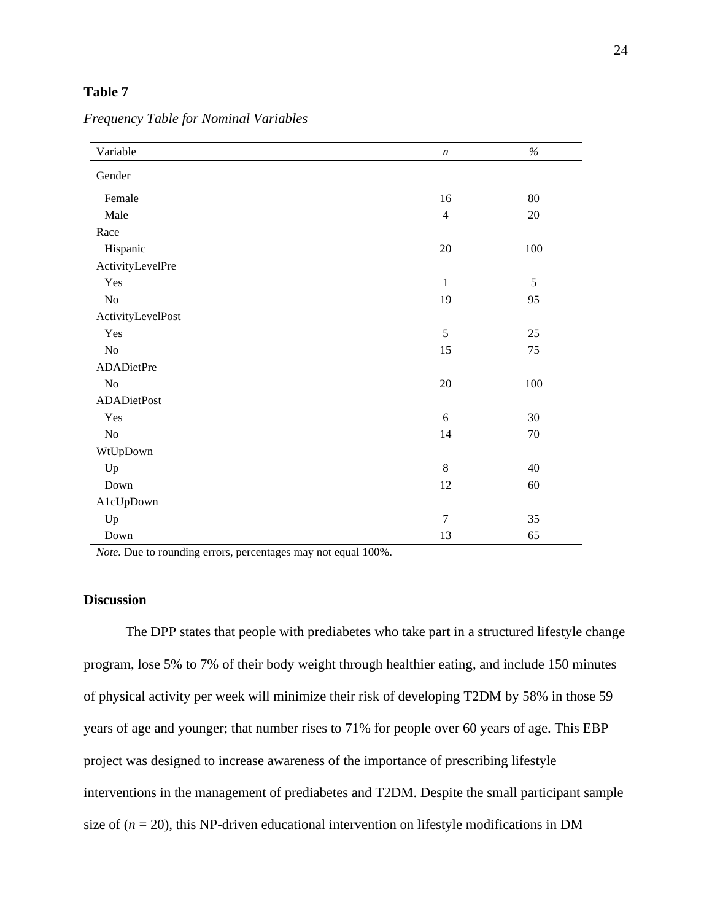**Table 7**

*Frequency Table for Nominal Variables*

| Variable | *n* | % |
|---|---|---|
| Gender | | |
| Female | 16 | 80 |
| Male | 4 | 20 |
| Race | | |
| Hispanic | 20 | 100 |
| ActivityLevelPre | | |
| Yes | 1 | 5 |
| No | 19 | 95 |
| ActivityLevelPost | | |
| Yes | 5 | 25 |
| No | 15 | 75 |
| ADADietPre | | |
| No | 20 | 100 |
| ADADietPost | | |
| Yes | 6 | 30 |
| No | 14 | 70 |
| WtUpDown | | |
| Up | 8 | 40 |
| Down | 12 | 60 |
| A1cUpDown | | |
| Up | 7 | 35 |
| Down | 13 | 65 |

*Note.* Due to rounding errors, percentages may not equal 100%.

## Discussion

The DPP states that people with prediabetes who take part in a structured lifestyle change program, lose 5% to 7% of their body weight through healthier eating, and include 150 minutes of physical activity per week will minimize their risk of developing T2DM by 58% in those 59 years of age and younger; that number rises to 71% for people over 60 years of age. This EBP project was designed to increase awareness of the importance of prescribing lifestyle interventions in the management of prediabetes and T2DM. Despite the small participant sample size of ($n$ = 20), this NP-driven educational intervention on lifestyle modifications in DM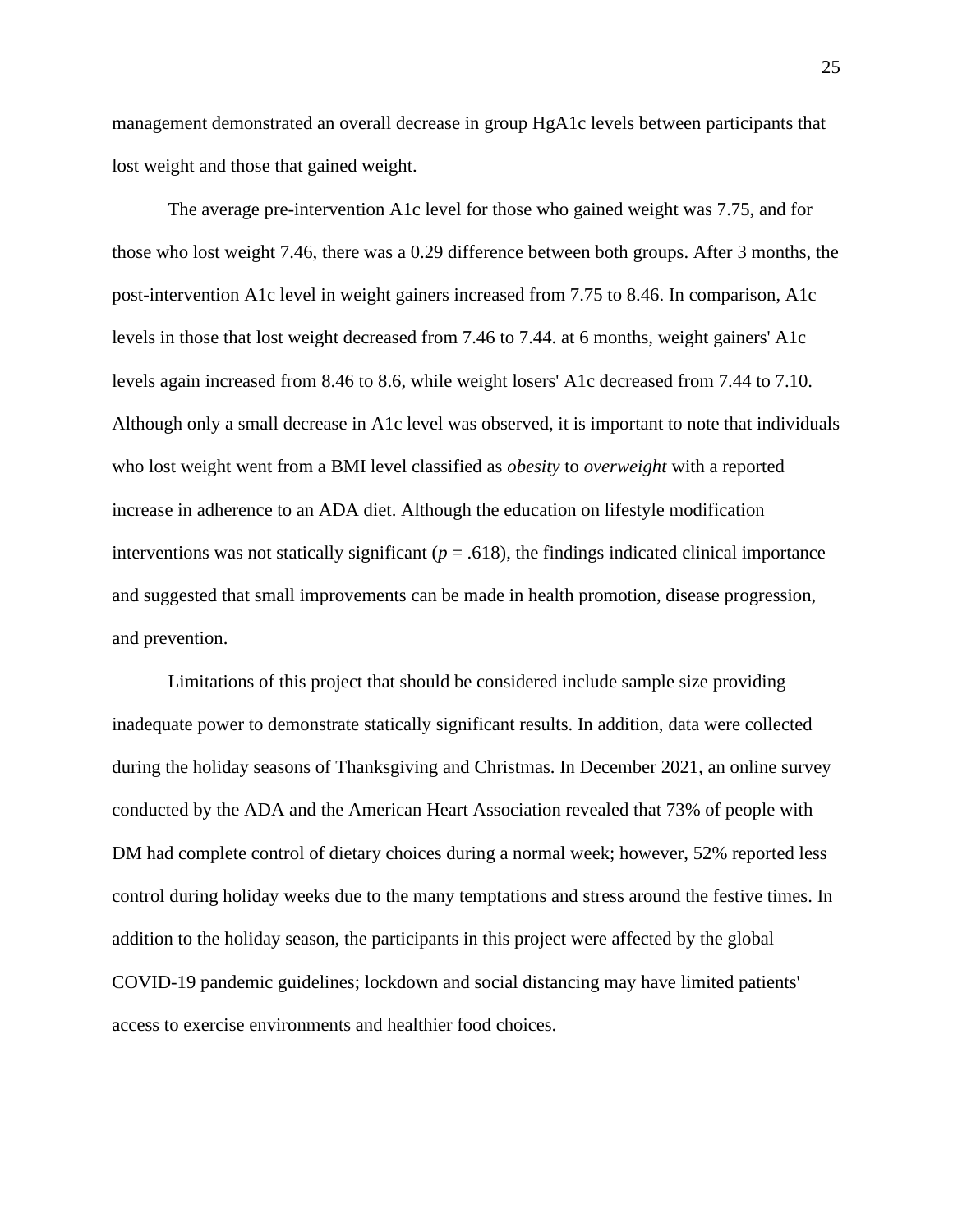management demonstrated an overall decrease in group HgA1c levels between participants that lost weight and those that gained weight.

The average pre-intervention A1c level for those who gained weight was 7.75, and for those who lost weight 7.46, there was a 0.29 difference between both groups. After 3 months, the post-intervention A1c level in weight gainers increased from 7.75 to 8.46. In comparison, A1c levels in those that lost weight decreased from 7.46 to 7.44. at 6 months, weight gainers' A1c levels again increased from 8.46 to 8.6, while weight losers' A1c decreased from 7.44 to 7.10. Although only a small decrease in A1c level was observed, it is important to note that individuals who lost weight went from a BMI level classified as *obesity* to *overweight* with a reported increase in adherence to an ADA diet. Although the education on lifestyle modification interventions was not statically significant ($p = .618$), the findings indicated clinical importance and suggested that small improvements can be made in health promotion, disease progression, and prevention.

Limitations of this project that should be considered include sample size providing inadequate power to demonstrate statically significant results. In addition, data were collected during the holiday seasons of Thanksgiving and Christmas. In December 2021, an online survey conducted by the ADA and the American Heart Association revealed that 73% of people with DM had complete control of dietary choices during a normal week; however, 52% reported less control during holiday weeks due to the many temptations and stress around the festive times. In addition to the holiday season, the participants in this project were affected by the global COVID-19 pandemic guidelines; lockdown and social distancing may have limited patients' access to exercise environments and healthier food choices.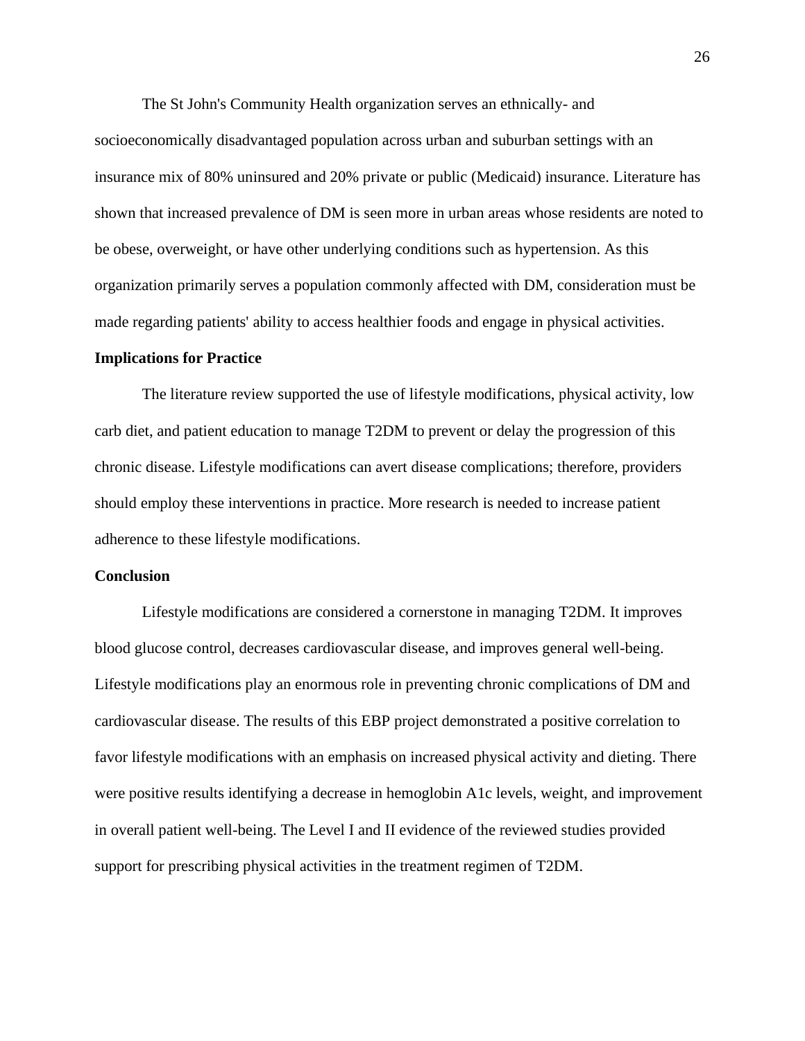The St John's Community Health organization serves an ethnically- and socioeconomically disadvantaged population across urban and suburban settings with an insurance mix of 80% uninsured and 20% private or public (Medicaid) insurance. Literature has shown that increased prevalence of DM is seen more in urban areas whose residents are noted to be obese, overweight, or have other underlying conditions such as hypertension. As this organization primarily serves a population commonly affected with DM, consideration must be made regarding patients' ability to access healthier foods and engage in physical activities.

**Implications for Practice**

The literature review supported the use of lifestyle modifications, physical activity, low carb diet, and patient education to manage T2DM to prevent or delay the progression of this chronic disease. Lifestyle modifications can avert disease complications; therefore, providers should employ these interventions in practice. More research is needed to increase patient adherence to these lifestyle modifications.

**Conclusion**

Lifestyle modifications are considered a cornerstone in managing T2DM. It improves blood glucose control, decreases cardiovascular disease, and improves general well-being. Lifestyle modifications play an enormous role in preventing chronic complications of DM and cardiovascular disease. The results of this EBP project demonstrated a positive correlation to favor lifestyle modifications with an emphasis on increased physical activity and dieting. There were positive results identifying a decrease in hemoglobin A1c levels, weight, and improvement in overall patient well-being. The Level I and II evidence of the reviewed studies provided support for prescribing physical activities in the treatment regimen of T2DM.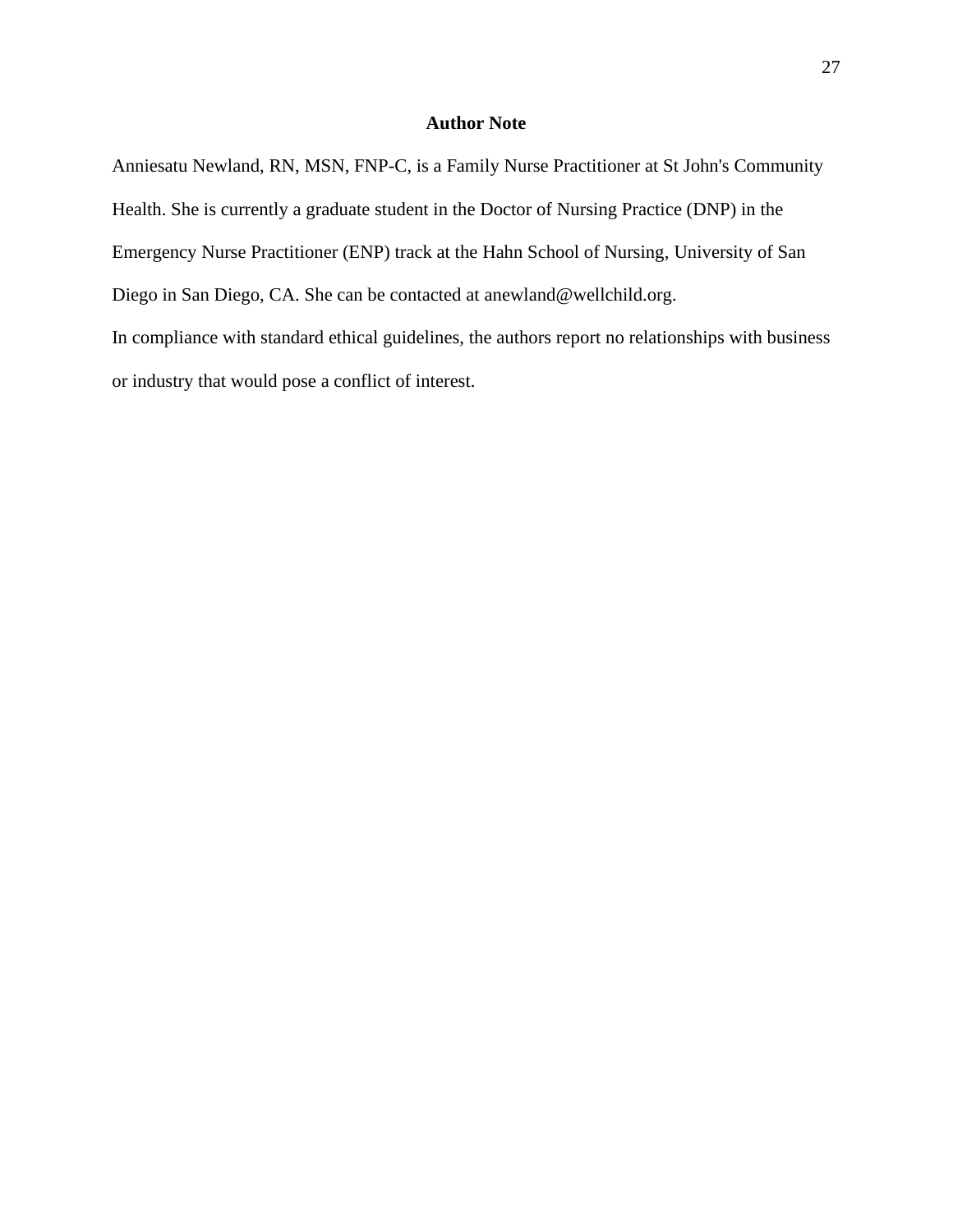## Author Note

Anniesatu Newland, RN, MSN, FNP-C, is a Family Nurse Practitioner at St John's Community Health. She is currently a graduate student in the Doctor of Nursing Practice (DNP) in the Emergency Nurse Practitioner (ENP) track at the Hahn School of Nursing, University of San Diego in San Diego, CA. She can be contacted at anewland@wellchild.org.

In compliance with standard ethical guidelines, the authors report no relationships with business or industry that would pose a conflict of interest.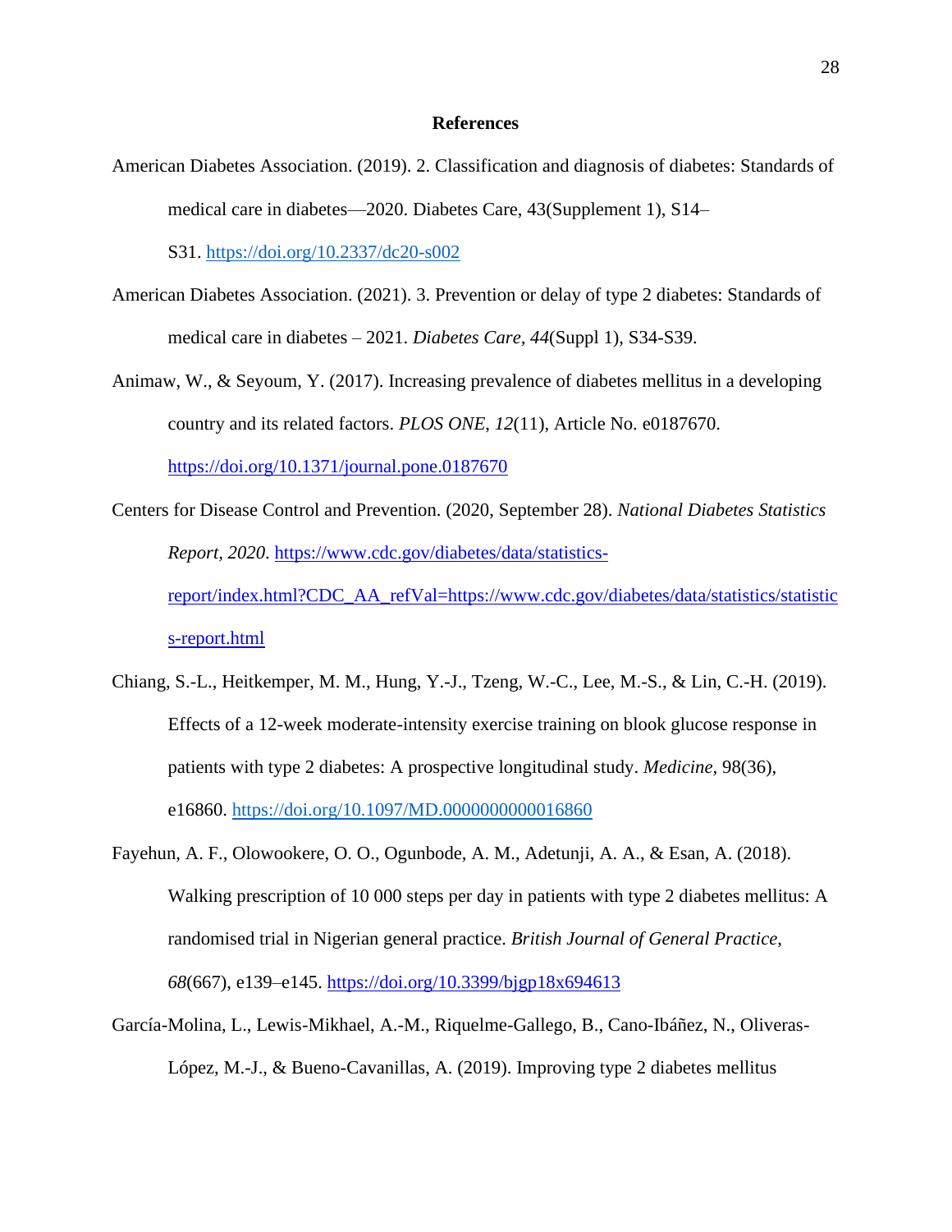## References

American Diabetes Association. (2019). 2. Classification and diagnosis of diabetes: Standards of medical care in diabetes—2020. Diabetes Care, 43(Supplement 1), S14–S31. https://doi.org/10.2337/dc20-s002

American Diabetes Association. (2021). 3. Prevention or delay of type 2 diabetes: Standards of medical care in diabetes – 2021. *Diabetes Care*, *44*(Suppl 1), S34-S39.

Animaw, W., & Seyoum, Y. (2017). Increasing prevalence of diabetes mellitus in a developing country and its related factors. *PLOS ONE*, *12*(11), Article No. e0187670. https://doi.org/10.1371/journal.pone.0187670

Centers for Disease Control and Prevention. (2020, September 28). *National Diabetes Statistics Report, 2020*. https://www.cdc.gov/diabetes/data/statistics-report/index.html?CDC_AA_refVal=https://www.cdc.gov/diabetes/data/statistics/statistics-report.html

Chiang, S.-L., Heitkemper, M. M., Hung, Y.-J., Tzeng, W.-C., Lee, M.-S., & Lin, C.-H. (2019). Effects of a 12-week moderate-intensity exercise training on blook glucose response in patients with type 2 diabetes: A prospective longitudinal study. *Medicine*, 98(36), e16860. https://doi.org/10.1097/MD.0000000000016860

Fayehun, A. F., Olowookere, O. O., Ogunbode, A. M., Adetunji, A. A., & Esan, A. (2018). Walking prescription of 10 000 steps per day in patients with type 2 diabetes mellitus: A randomised trial in Nigerian general practice. *British Journal of General Practice*, *68*(667), e139–e145. https://doi.org/10.3399/bjgp18x694613

García-Molina, L., Lewis-Mikhael, A.-M., Riquelme-Gallego, B., Cano-Ibáñez, N., Oliveras-López, M.-J., & Bueno-Cavanillas, A. (2019). Improving type 2 diabetes mellitus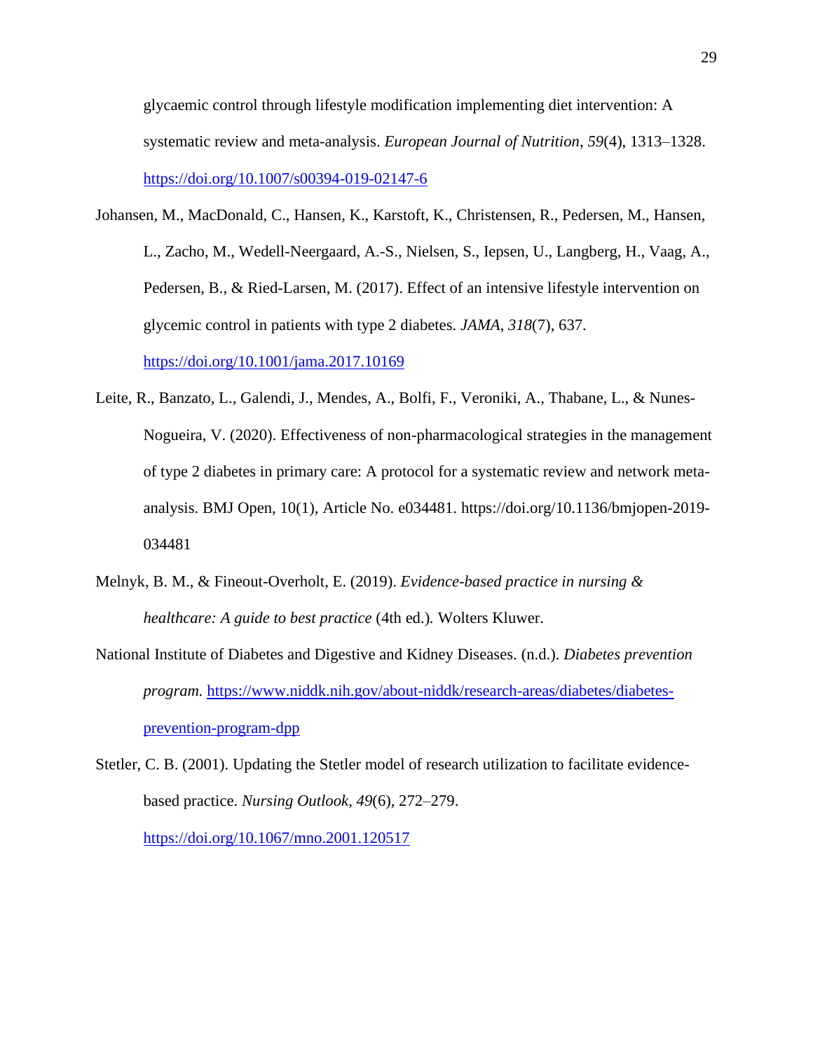glycaemic control through lifestyle modification implementing diet intervention: A systematic review and meta-analysis. *European Journal of Nutrition*, *59*(4), 1313–1328. https://doi.org/10.1007/s00394-019-02147-6

Johansen, M., MacDonald, C., Hansen, K., Karstoft, K., Christensen, R., Pedersen, M., Hansen, L., Zacho, M., Wedell-Neergaard, A.-S., Nielsen, S., Iepsen, U., Langberg, H., Vaag, A., Pedersen, B., & Ried-Larsen, M. (2017). Effect of an intensive lifestyle intervention on glycemic control in patients with type 2 diabetes. *JAMA*, *318*(7), 637. https://doi.org/10.1001/jama.2017.10169

Leite, R., Banzato, L., Galendi, J., Mendes, A., Bolfi, F., Veroniki, A., Thabane, L., & Nunes-Nogueira, V. (2020). Effectiveness of non-pharmacological strategies in the management of type 2 diabetes in primary care: A protocol for a systematic review and network meta-analysis. BMJ Open, 10(1), Article No. e034481. https://doi.org/10.1136/bmjopen-2019-034481

Melnyk, B. M., & Fineout-Overholt, E. (2019). *Evidence-based practice in nursing & healthcare: A guide to best practice* (4th ed.). Wolters Kluwer.

National Institute of Diabetes and Digestive and Kidney Diseases. (n.d.). *Diabetes prevention program.* https://www.niddk.nih.gov/about-niddk/research-areas/diabetes/diabetes-prevention-program-dpp

Stetler, C. B. (2001). Updating the Stetler model of research utilization to facilitate evidence-based practice. *Nursing Outlook*, *49*(6), 272–279. https://doi.org/10.1067/mno.2001.120517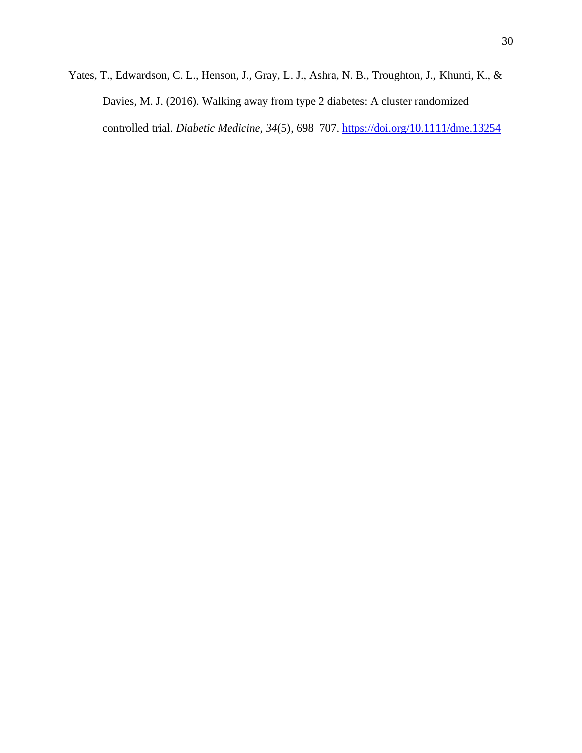Yates, T., Edwardson, C. L., Henson, J., Gray, L. J., Ashra, N. B., Troughton, J., Khunti, K., & Davies, M. J. (2016). Walking away from type 2 diabetes: A cluster randomized controlled trial. *Diabetic Medicine*, *34*(5), 698–707. https://doi.org/10.1111/dme.13254